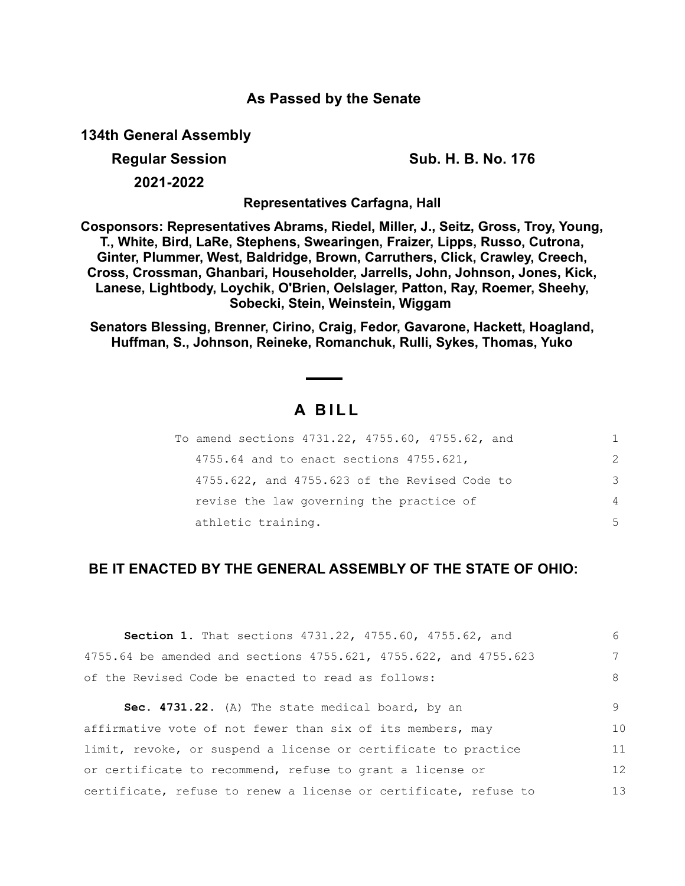**As Passed by the Senate**

**134th General Assembly**

**Regular Session** **Sub. H. B. No. 176**

**2021-2022**

**Representatives Carfagna, Hall**

**Cosponsors: Representatives Abrams, Riedel, Miller, J., Seitz, Gross, Troy, Young, T., White, Bird, LaRe, Stephens, Swearingen, Fraizer, Lipps, Russo, Cutrona, Ginter, Plummer, West, Baldridge, Brown, Carruthers, Click, Crawley, Creech, Cross, Crossman, Ghanbari, Householder, Jarrells, John, Johnson, Jones, Kick, Lanese, Lightbody, Loychik, O'Brien, Oelslager, Patton, Ray, Roemer, Sheehy, Sobecki, Stein, Weinstein, Wiggam**

**Senators Blessing, Brenner, Cirino, Craig, Fedor, Gavarone, Hackett, Hoagland, Huffman, S., Johnson, Reineke, Romanchuk, Rulli, Sykes, Thomas, Yuko**

# A BILL

To amend sections 4731.22, 4755.60, 4755.62, and 4755.64 and to enact sections 4755.621, 4755.622, and 4755.623 of the Revised Code to revise the law governing the practice of athletic training.

**BE IT ENACTED BY THE GENERAL ASSEMBLY OF THE STATE OF OHIO:**

**Section 1.** That sections 4731.22, 4755.60, 4755.62, and 4755.64 be amended and sections 4755.621, 4755.622, and 4755.623 of the Revised Code be enacted to read as follows:

**Sec. 4731.22.** (A) The state medical board, by an affirmative vote of not fewer than six of its members, may limit, revoke, or suspend a license or certificate to practice or certificate to recommend, refuse to grant a license or certificate, refuse to renew a license or certificate, refuse to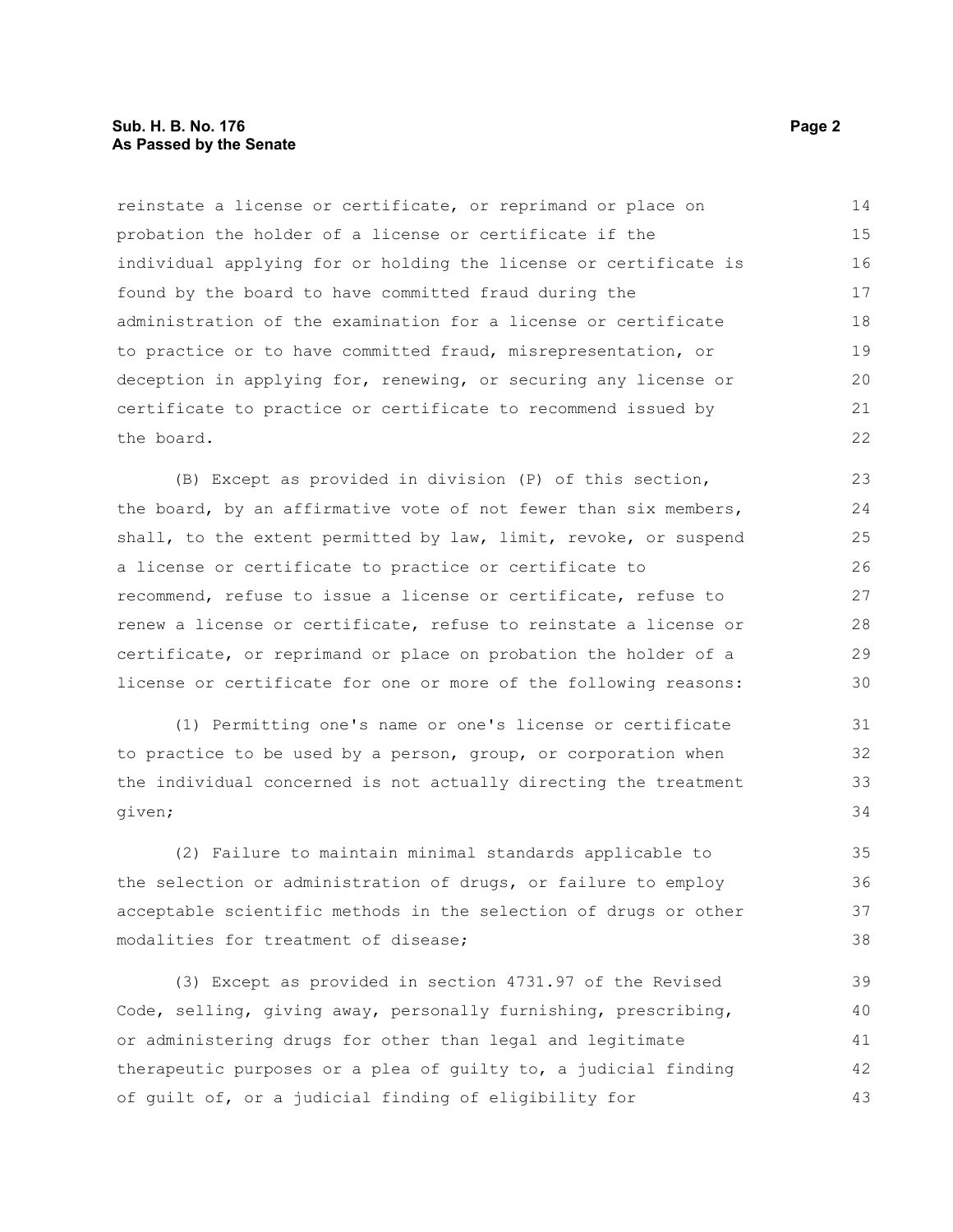reinstate a license or certificate, or reprimand or place on probation the holder of a license or certificate if the individual applying for or holding the license or certificate is found by the board to have committed fraud during the administration of the examination for a license or certificate to practice or to have committed fraud, misrepresentation, or deception in applying for, renewing, or securing any license or certificate to practice or certificate to recommend issued by the board.

(B) Except as provided in division (P) of this section, the board, by an affirmative vote of not fewer than six members, shall, to the extent permitted by law, limit, revoke, or suspend a license or certificate to practice or certificate to recommend, refuse to issue a license or certificate, refuse to renew a license or certificate, refuse to reinstate a license or certificate, or reprimand or place on probation the holder of a license or certificate for one or more of the following reasons:

(1) Permitting one's name or one's license or certificate to practice to be used by a person, group, or corporation when the individual concerned is not actually directing the treatment given;

(2) Failure to maintain minimal standards applicable to the selection or administration of drugs, or failure to employ acceptable scientific methods in the selection of drugs or other modalities for treatment of disease;

(3) Except as provided in section 4731.97 of the Revised Code, selling, giving away, personally furnishing, prescribing, or administering drugs for other than legal and legitimate therapeutic purposes or a plea of guilty to, a judicial finding of guilt of, or a judicial finding of eligibility for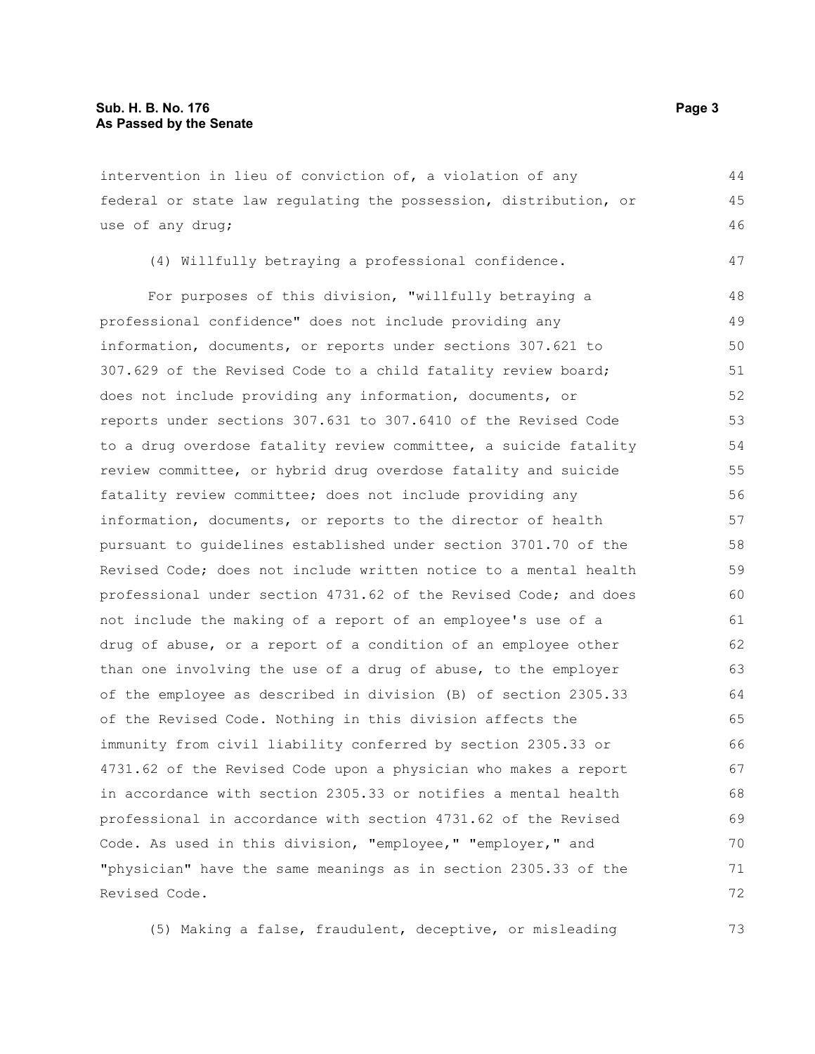intervention in lieu of conviction of, a violation of any federal or state law regulating the possession, distribution, or use of any drug;

(4) Willfully betraying a professional confidence.

For purposes of this division, "willfully betraying a professional confidence" does not include providing any information, documents, or reports under sections 307.621 to 307.629 of the Revised Code to a child fatality review board; does not include providing any information, documents, or reports under sections 307.631 to 307.6410 of the Revised Code to a drug overdose fatality review committee, a suicide fatality review committee, or hybrid drug overdose fatality and suicide fatality review committee; does not include providing any information, documents, or reports to the director of health pursuant to guidelines established under section 3701.70 of the Revised Code; does not include written notice to a mental health professional under section 4731.62 of the Revised Code; and does not include the making of a report of an employee's use of a drug of abuse, or a report of a condition of an employee other than one involving the use of a drug of abuse, to the employer of the employee as described in division (B) of section 2305.33 of the Revised Code. Nothing in this division affects the immunity from civil liability conferred by section 2305.33 or 4731.62 of the Revised Code upon a physician who makes a report in accordance with section 2305.33 or notifies a mental health professional in accordance with section 4731.62 of the Revised Code. As used in this division, "employee," "employer," and "physician" have the same meanings as in section 2305.33 of the Revised Code.

(5) Making a false, fraudulent, deceptive, or misleading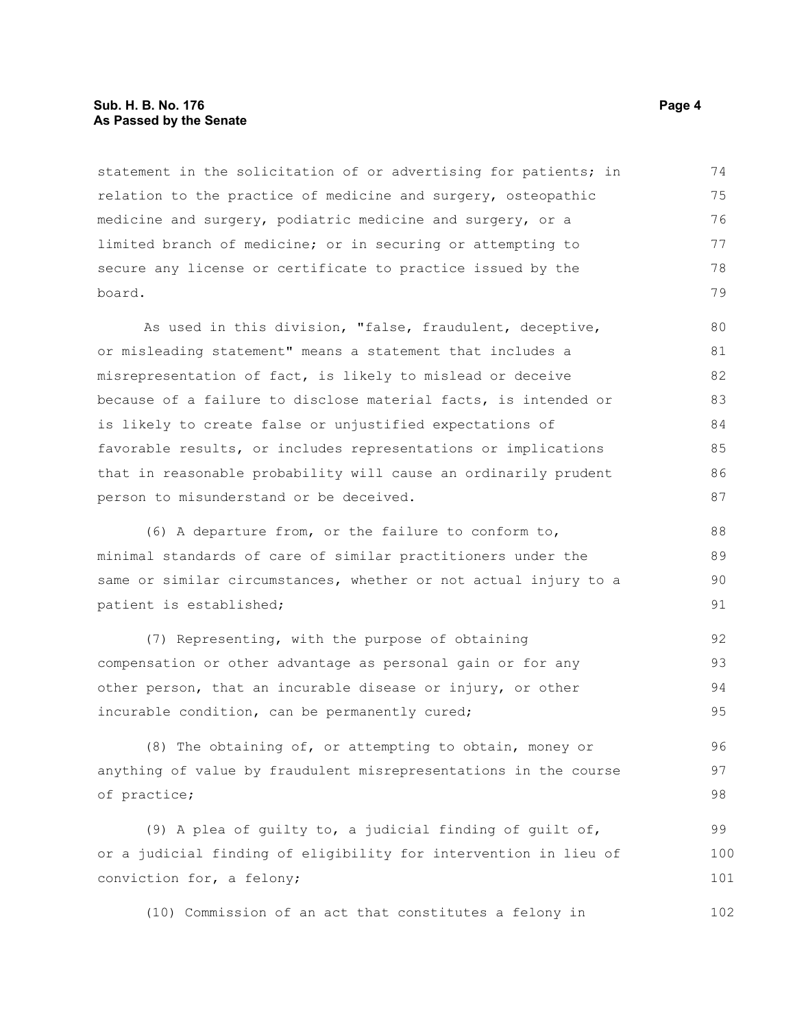statement in the solicitation of or advertising for patients; in relation to the practice of medicine and surgery, osteopathic medicine and surgery, podiatric medicine and surgery, or a limited branch of medicine; or in securing or attempting to secure any license or certificate to practice issued by the board.

As used in this division, "false, fraudulent, deceptive, or misleading statement" means a statement that includes a misrepresentation of fact, is likely to mislead or deceive because of a failure to disclose material facts, is intended or is likely to create false or unjustified expectations of favorable results, or includes representations or implications that in reasonable probability will cause an ordinarily prudent person to misunderstand or be deceived.

(6) A departure from, or the failure to conform to, minimal standards of care of similar practitioners under the same or similar circumstances, whether or not actual injury to a patient is established;

(7) Representing, with the purpose of obtaining compensation or other advantage as personal gain or for any other person, that an incurable disease or injury, or other incurable condition, can be permanently cured;

(8) The obtaining of, or attempting to obtain, money or anything of value by fraudulent misrepresentations in the course of practice;

(9) A plea of guilty to, a judicial finding of guilt of, or a judicial finding of eligibility for intervention in lieu of conviction for, a felony;

(10) Commission of an act that constitutes a felony in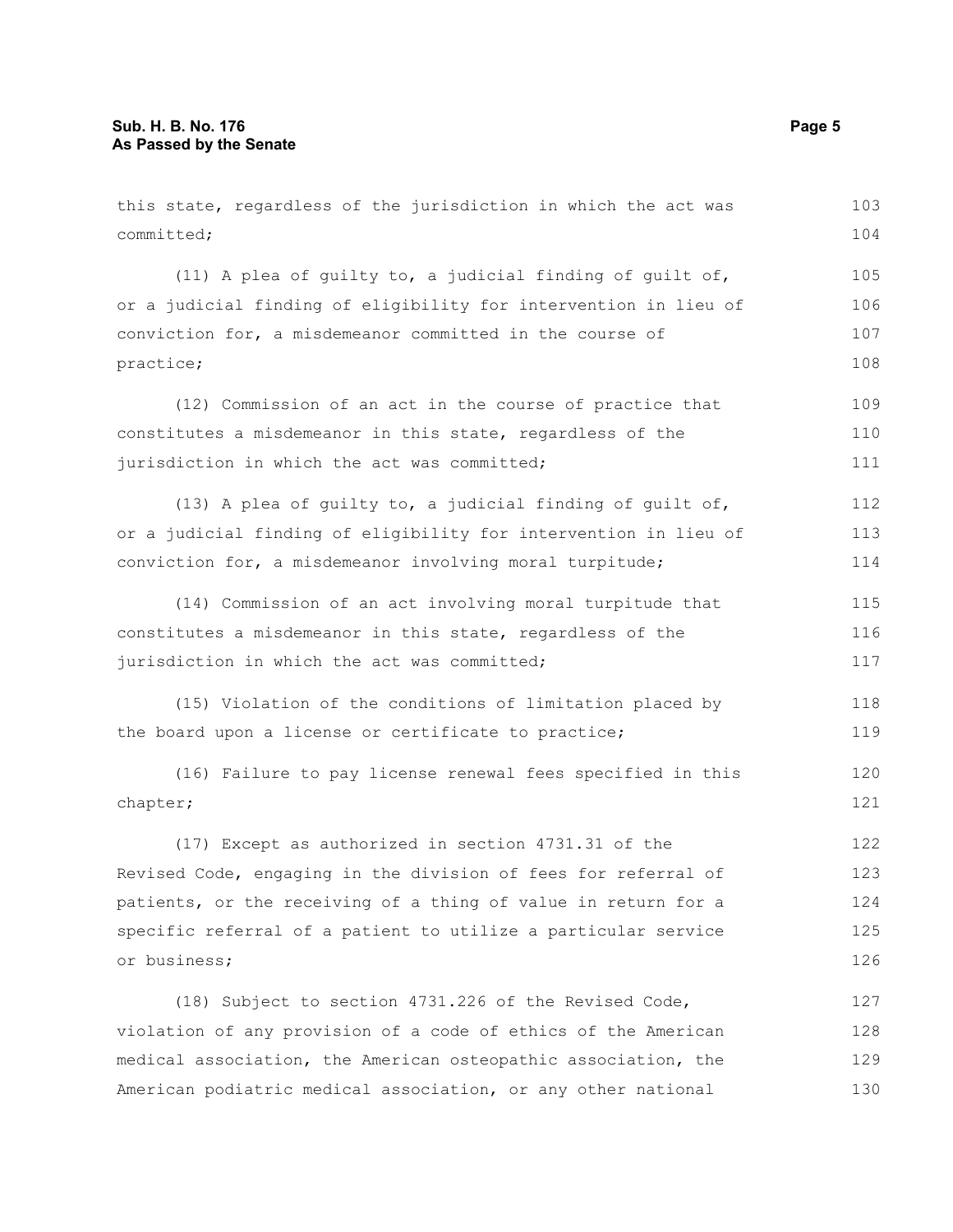this state, regardless of the jurisdiction in which the act was committed;

(11) A plea of guilty to, a judicial finding of guilt of, or a judicial finding of eligibility for intervention in lieu of conviction for, a misdemeanor committed in the course of practice;

(12) Commission of an act in the course of practice that constitutes a misdemeanor in this state, regardless of the jurisdiction in which the act was committed;

(13) A plea of guilty to, a judicial finding of guilt of, or a judicial finding of eligibility for intervention in lieu of conviction for, a misdemeanor involving moral turpitude;

(14) Commission of an act involving moral turpitude that constitutes a misdemeanor in this state, regardless of the jurisdiction in which the act was committed;

(15) Violation of the conditions of limitation placed by the board upon a license or certificate to practice;

(16) Failure to pay license renewal fees specified in this chapter;

(17) Except as authorized in section 4731.31 of the Revised Code, engaging in the division of fees for referral of patients, or the receiving of a thing of value in return for a specific referral of a patient to utilize a particular service or business;

(18) Subject to section 4731.226 of the Revised Code, violation of any provision of a code of ethics of the American medical association, the American osteopathic association, the American podiatric medical association, or any other national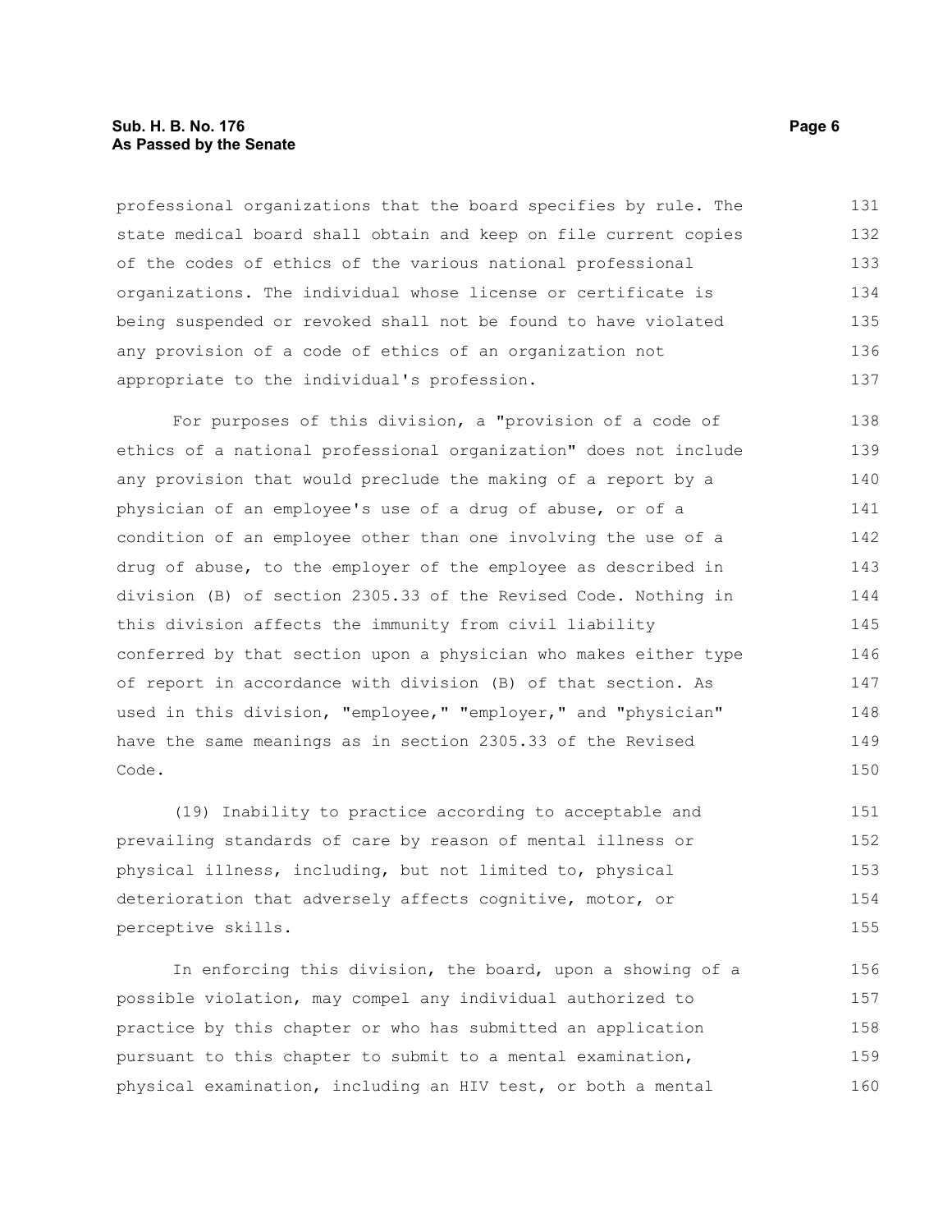professional organizations that the board specifies by rule. The state medical board shall obtain and keep on file current copies of the codes of ethics of the various national professional organizations. The individual whose license or certificate is being suspended or revoked shall not be found to have violated any provision of a code of ethics of an organization not appropriate to the individual's profession.

For purposes of this division, a "provision of a code of ethics of a national professional organization" does not include any provision that would preclude the making of a report by a physician of an employee's use of a drug of abuse, or of a condition of an employee other than one involving the use of a drug of abuse, to the employer of the employee as described in division (B) of section 2305.33 of the Revised Code. Nothing in this division affects the immunity from civil liability conferred by that section upon a physician who makes either type of report in accordance with division (B) of that section. As used in this division, "employee," "employer," and "physician" have the same meanings as in section 2305.33 of the Revised Code.

(19) Inability to practice according to acceptable and prevailing standards of care by reason of mental illness or physical illness, including, but not limited to, physical deterioration that adversely affects cognitive, motor, or perceptive skills.

In enforcing this division, the board, upon a showing of a possible violation, may compel any individual authorized to practice by this chapter or who has submitted an application pursuant to this chapter to submit to a mental examination, physical examination, including an HIV test, or both a mental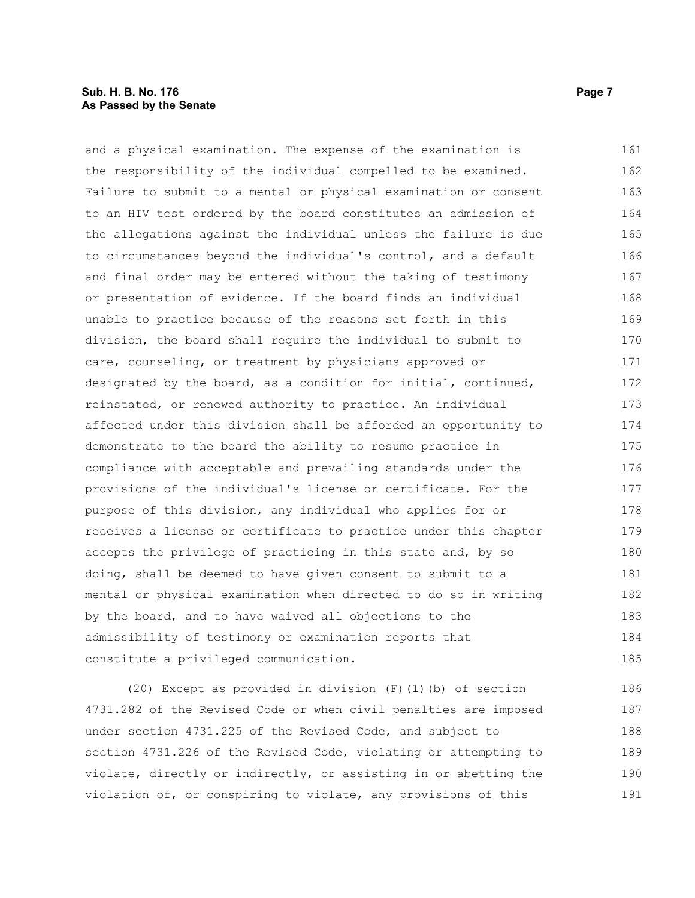and a physical examination. The expense of the examination is the responsibility of the individual compelled to be examined. Failure to submit to a mental or physical examination or consent to an HIV test ordered by the board constitutes an admission of the allegations against the individual unless the failure is due to circumstances beyond the individual's control, and a default and final order may be entered without the taking of testimony or presentation of evidence. If the board finds an individual unable to practice because of the reasons set forth in this division, the board shall require the individual to submit to care, counseling, or treatment by physicians approved or designated by the board, as a condition for initial, continued, reinstated, or renewed authority to practice. An individual affected under this division shall be afforded an opportunity to demonstrate to the board the ability to resume practice in compliance with acceptable and prevailing standards under the provisions of the individual's license or certificate. For the purpose of this division, any individual who applies for or receives a license or certificate to practice under this chapter accepts the privilege of practicing in this state and, by so doing, shall be deemed to have given consent to submit to a mental or physical examination when directed to do so in writing by the board, and to have waived all objections to the admissibility of testimony or examination reports that constitute a privileged communication.

(20) Except as provided in division (F)(1)(b) of section 4731.282 of the Revised Code or when civil penalties are imposed under section 4731.225 of the Revised Code, and subject to section 4731.226 of the Revised Code, violating or attempting to violate, directly or indirectly, or assisting in or abetting the violation of, or conspiring to violate, any provisions of this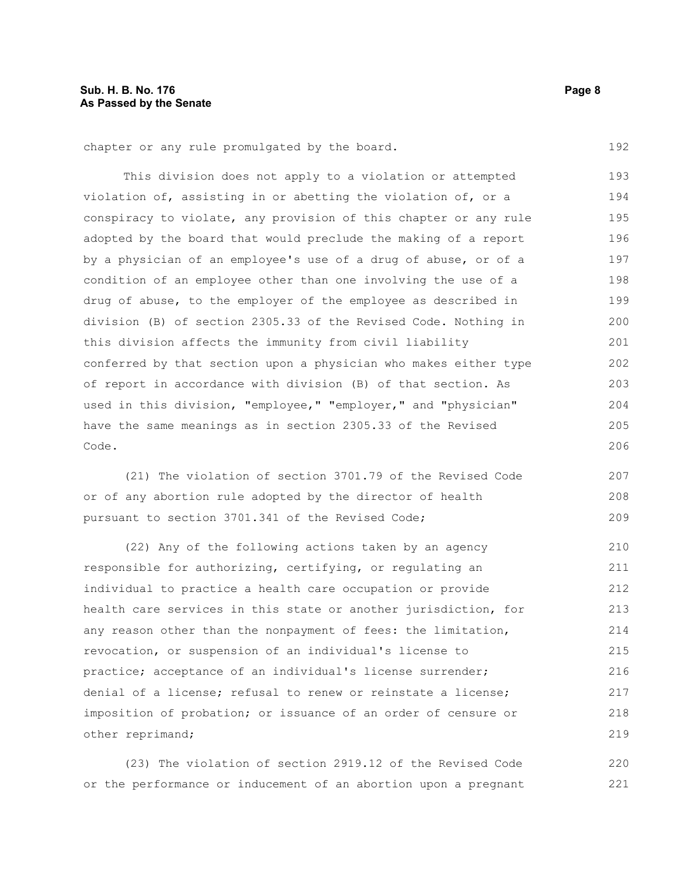chapter or any rule promulgated by the board.

This division does not apply to a violation or attempted violation of, assisting in or abetting the violation of, or a conspiracy to violate, any provision of this chapter or any rule adopted by the board that would preclude the making of a report by a physician of an employee's use of a drug of abuse, or of a condition of an employee other than one involving the use of a drug of abuse, to the employer of the employee as described in division (B) of section 2305.33 of the Revised Code. Nothing in this division affects the immunity from civil liability conferred by that section upon a physician who makes either type of report in accordance with division (B) of that section. As used in this division, "employee," "employer," and "physician" have the same meanings as in section 2305.33 of the Revised Code.

(21) The violation of section 3701.79 of the Revised Code or of any abortion rule adopted by the director of health pursuant to section 3701.341 of the Revised Code;

(22) Any of the following actions taken by an agency responsible for authorizing, certifying, or regulating an individual to practice a health care occupation or provide health care services in this state or another jurisdiction, for any reason other than the nonpayment of fees: the limitation, revocation, or suspension of an individual's license to practice; acceptance of an individual's license surrender; denial of a license; refusal to renew or reinstate a license; imposition of probation; or issuance of an order of censure or other reprimand;

(23) The violation of section 2919.12 of the Revised Code or the performance or inducement of an abortion upon a pregnant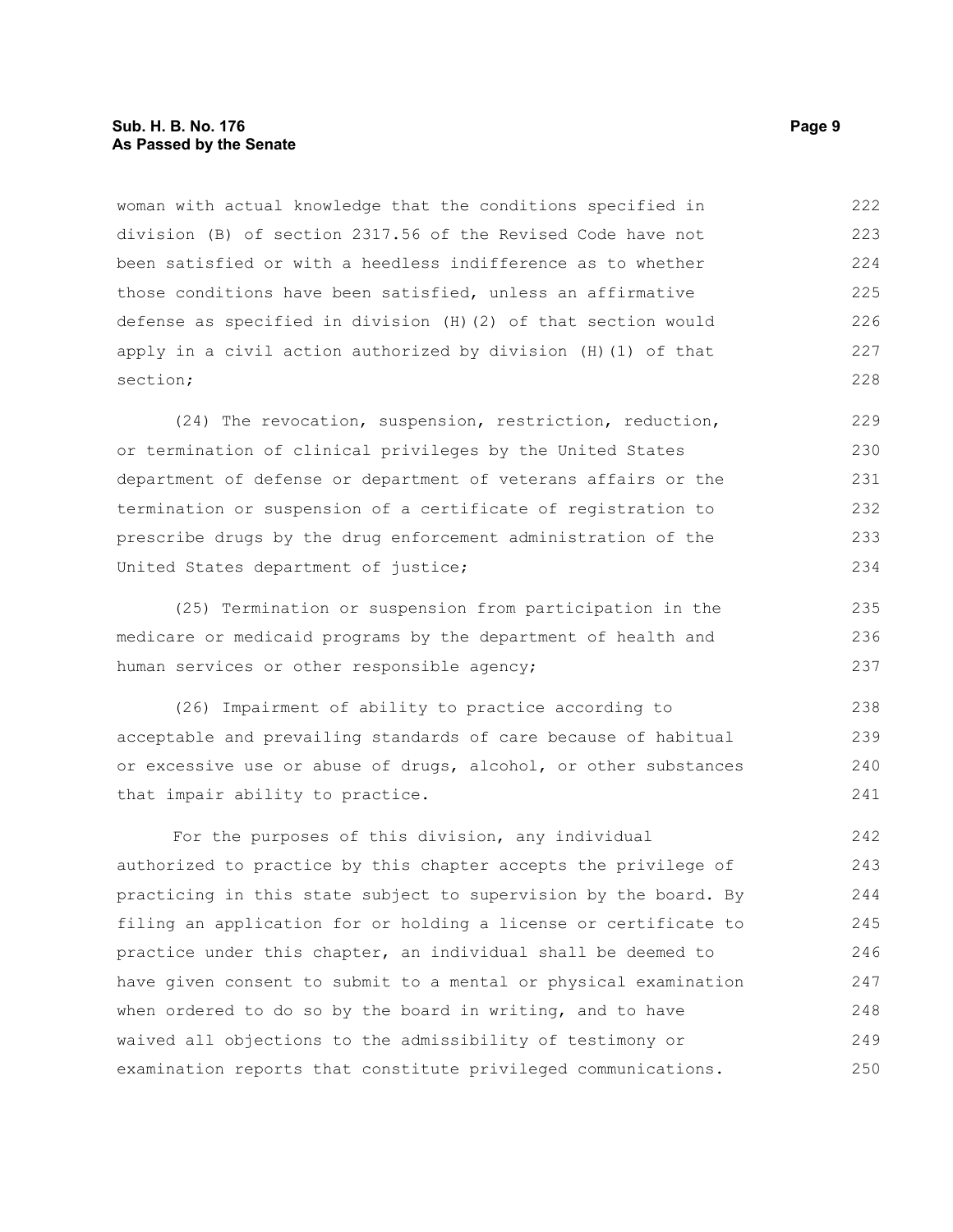woman with actual knowledge that the conditions specified in division (B) of section 2317.56 of the Revised Code have not been satisfied or with a heedless indifference as to whether those conditions have been satisfied, unless an affirmative defense as specified in division (H)(2) of that section would apply in a civil action authorized by division (H)(1) of that section;

(24) The revocation, suspension, restriction, reduction, or termination of clinical privileges by the United States department of defense or department of veterans affairs or the termination or suspension of a certificate of registration to prescribe drugs by the drug enforcement administration of the United States department of justice;

(25) Termination or suspension from participation in the medicare or medicaid programs by the department of health and human services or other responsible agency;

(26) Impairment of ability to practice according to acceptable and prevailing standards of care because of habitual or excessive use or abuse of drugs, alcohol, or other substances that impair ability to practice.

For the purposes of this division, any individual authorized to practice by this chapter accepts the privilege of practicing in this state subject to supervision by the board. By filing an application for or holding a license or certificate to practice under this chapter, an individual shall be deemed to have given consent to submit to a mental or physical examination when ordered to do so by the board in writing, and to have waived all objections to the admissibility of testimony or examination reports that constitute privileged communications.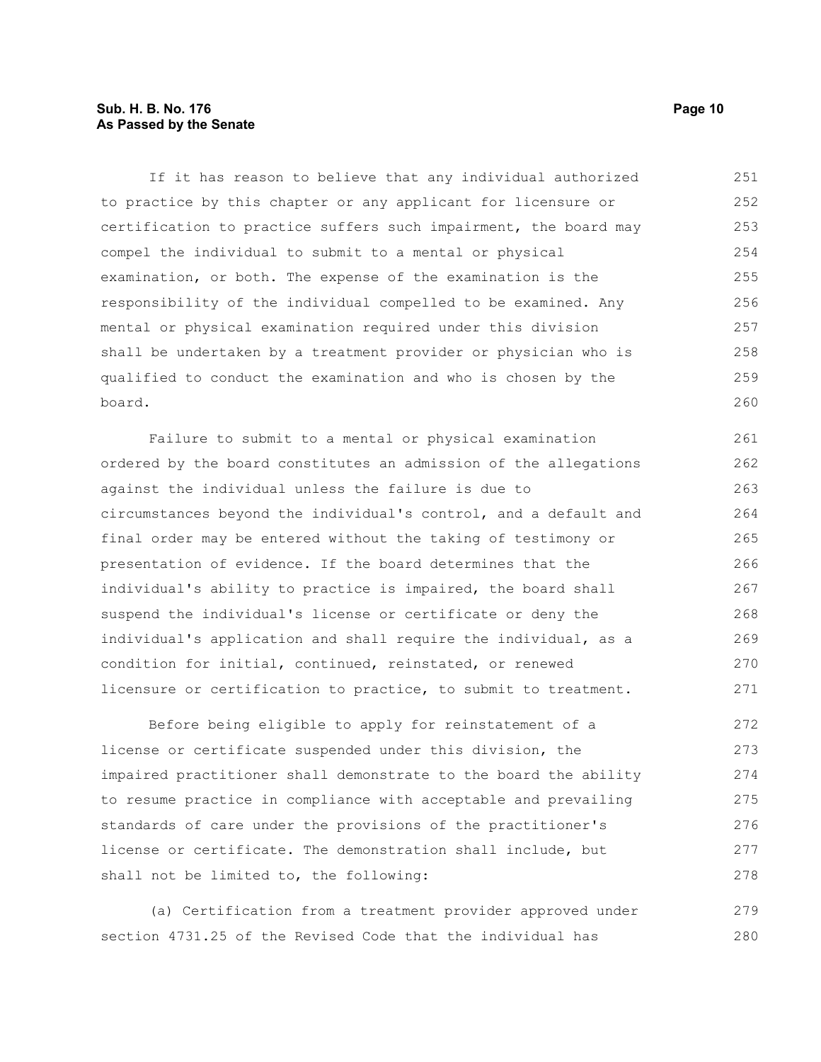If it has reason to believe that any individual authorized to practice by this chapter or any applicant for licensure or certification to practice suffers such impairment, the board may compel the individual to submit to a mental or physical examination, or both. The expense of the examination is the responsibility of the individual compelled to be examined. Any mental or physical examination required under this division shall be undertaken by a treatment provider or physician who is qualified to conduct the examination and who is chosen by the board.

Failure to submit to a mental or physical examination ordered by the board constitutes an admission of the allegations against the individual unless the failure is due to circumstances beyond the individual's control, and a default and final order may be entered without the taking of testimony or presentation of evidence. If the board determines that the individual's ability to practice is impaired, the board shall suspend the individual's license or certificate or deny the individual's application and shall require the individual, as a condition for initial, continued, reinstated, or renewed licensure or certification to practice, to submit to treatment.

Before being eligible to apply for reinstatement of a license or certificate suspended under this division, the impaired practitioner shall demonstrate to the board the ability to resume practice in compliance with acceptable and prevailing standards of care under the provisions of the practitioner's license or certificate. The demonstration shall include, but shall not be limited to, the following:

(a) Certification from a treatment provider approved under section 4731.25 of the Revised Code that the individual has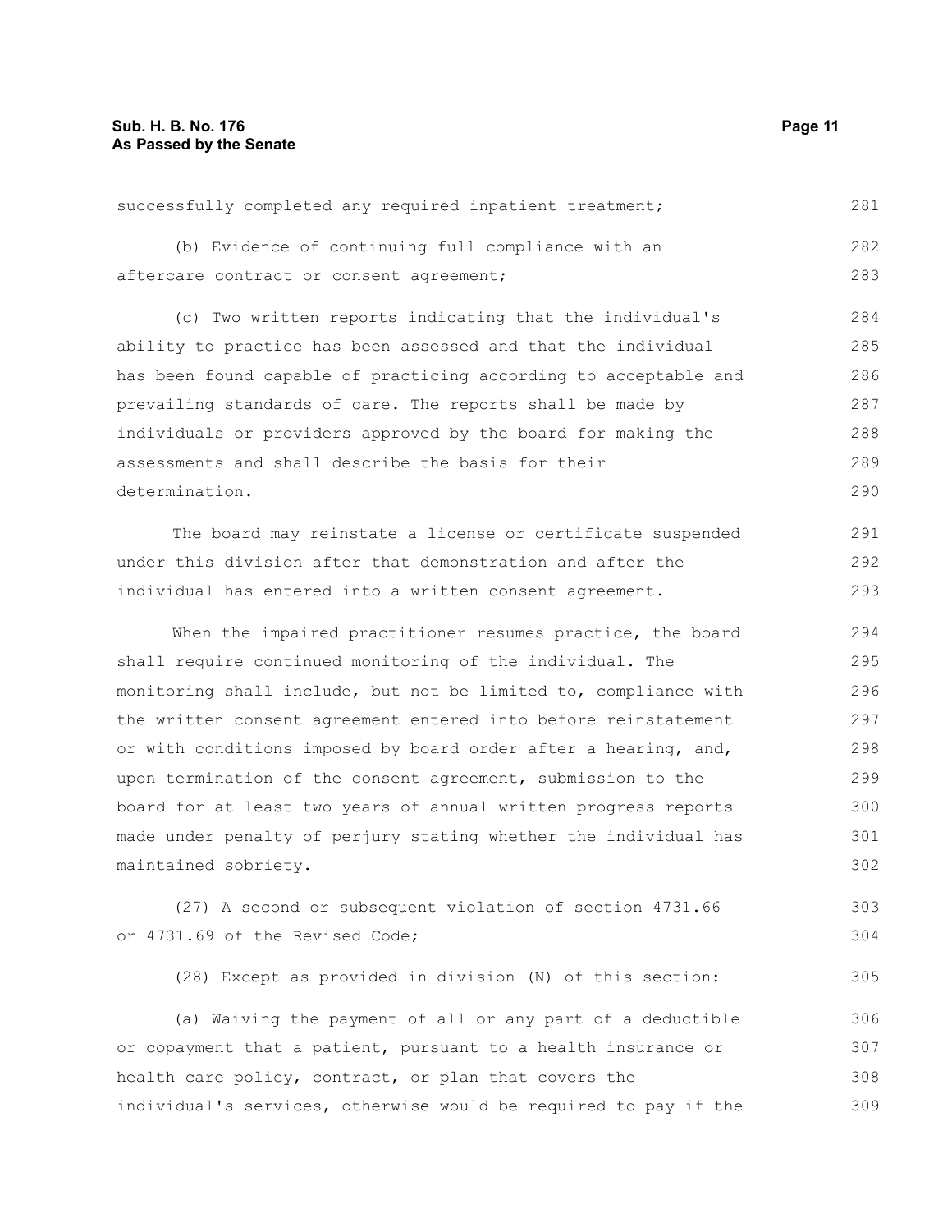successfully completed any required inpatient treatment;

(b) Evidence of continuing full compliance with an aftercare contract or consent agreement;

(c) Two written reports indicating that the individual's ability to practice has been assessed and that the individual has been found capable of practicing according to acceptable and prevailing standards of care. The reports shall be made by individuals or providers approved by the board for making the assessments and shall describe the basis for their determination.

The board may reinstate a license or certificate suspended under this division after that demonstration and after the individual has entered into a written consent agreement.

When the impaired practitioner resumes practice, the board shall require continued monitoring of the individual. The monitoring shall include, but not be limited to, compliance with the written consent agreement entered into before reinstatement or with conditions imposed by board order after a hearing, and, upon termination of the consent agreement, submission to the board for at least two years of annual written progress reports made under penalty of perjury stating whether the individual has maintained sobriety.

(27) A second or subsequent violation of section 4731.66 or 4731.69 of the Revised Code;

(28) Except as provided in division (N) of this section:

(a) Waiving the payment of all or any part of a deductible or copayment that a patient, pursuant to a health insurance or health care policy, contract, or plan that covers the individual's services, otherwise would be required to pay if the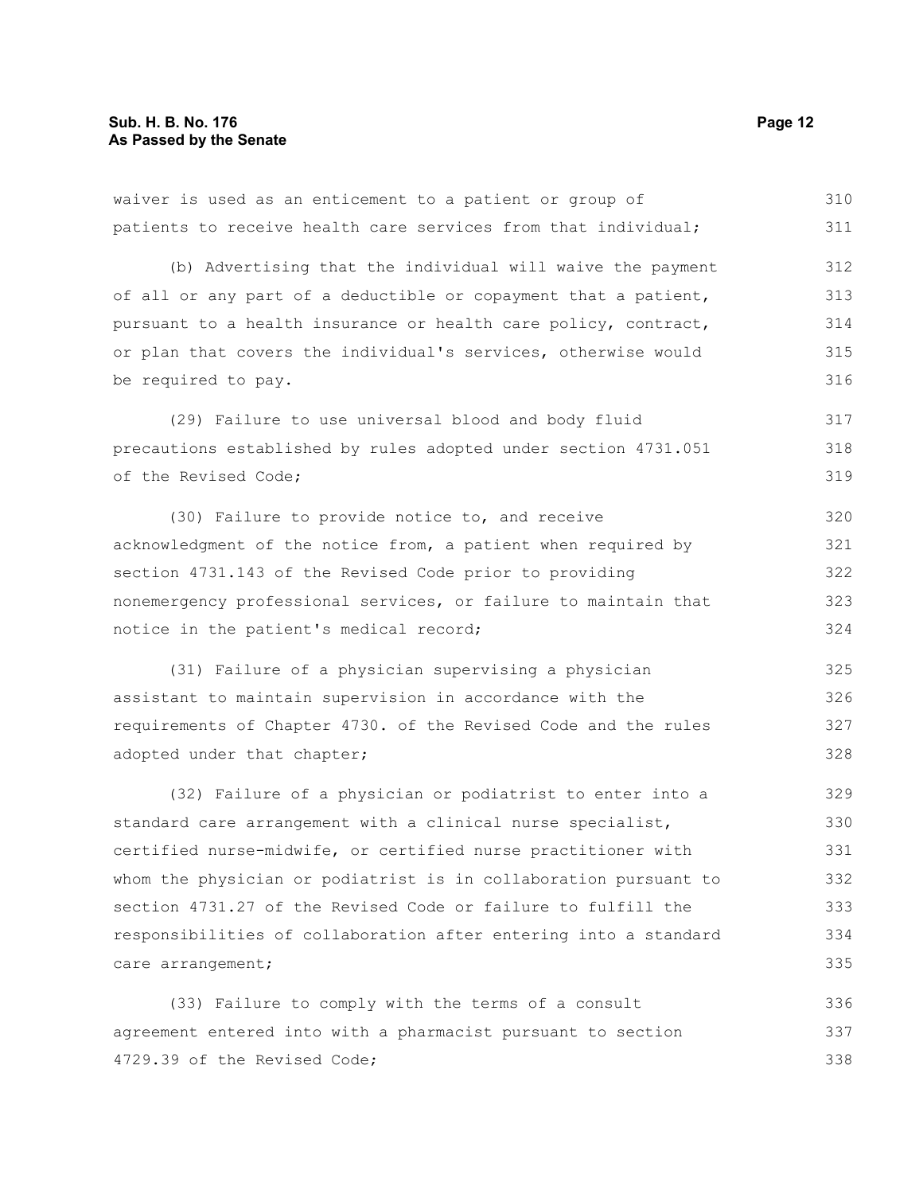waiver is used as an enticement to a patient or group of patients to receive health care services from that individual;

(b) Advertising that the individual will waive the payment of all or any part of a deductible or copayment that a patient, pursuant to a health insurance or health care policy, contract, or plan that covers the individual's services, otherwise would be required to pay.

(29) Failure to use universal blood and body fluid precautions established by rules adopted under section 4731.051 of the Revised Code;

(30) Failure to provide notice to, and receive acknowledgment of the notice from, a patient when required by section 4731.143 of the Revised Code prior to providing nonemergency professional services, or failure to maintain that notice in the patient's medical record;

(31) Failure of a physician supervising a physician assistant to maintain supervision in accordance with the requirements of Chapter 4730. of the Revised Code and the rules adopted under that chapter;

(32) Failure of a physician or podiatrist to enter into a standard care arrangement with a clinical nurse specialist, certified nurse-midwife, or certified nurse practitioner with whom the physician or podiatrist is in collaboration pursuant to section 4731.27 of the Revised Code or failure to fulfill the responsibilities of collaboration after entering into a standard care arrangement;

(33) Failure to comply with the terms of a consult agreement entered into with a pharmacist pursuant to section 4729.39 of the Revised Code;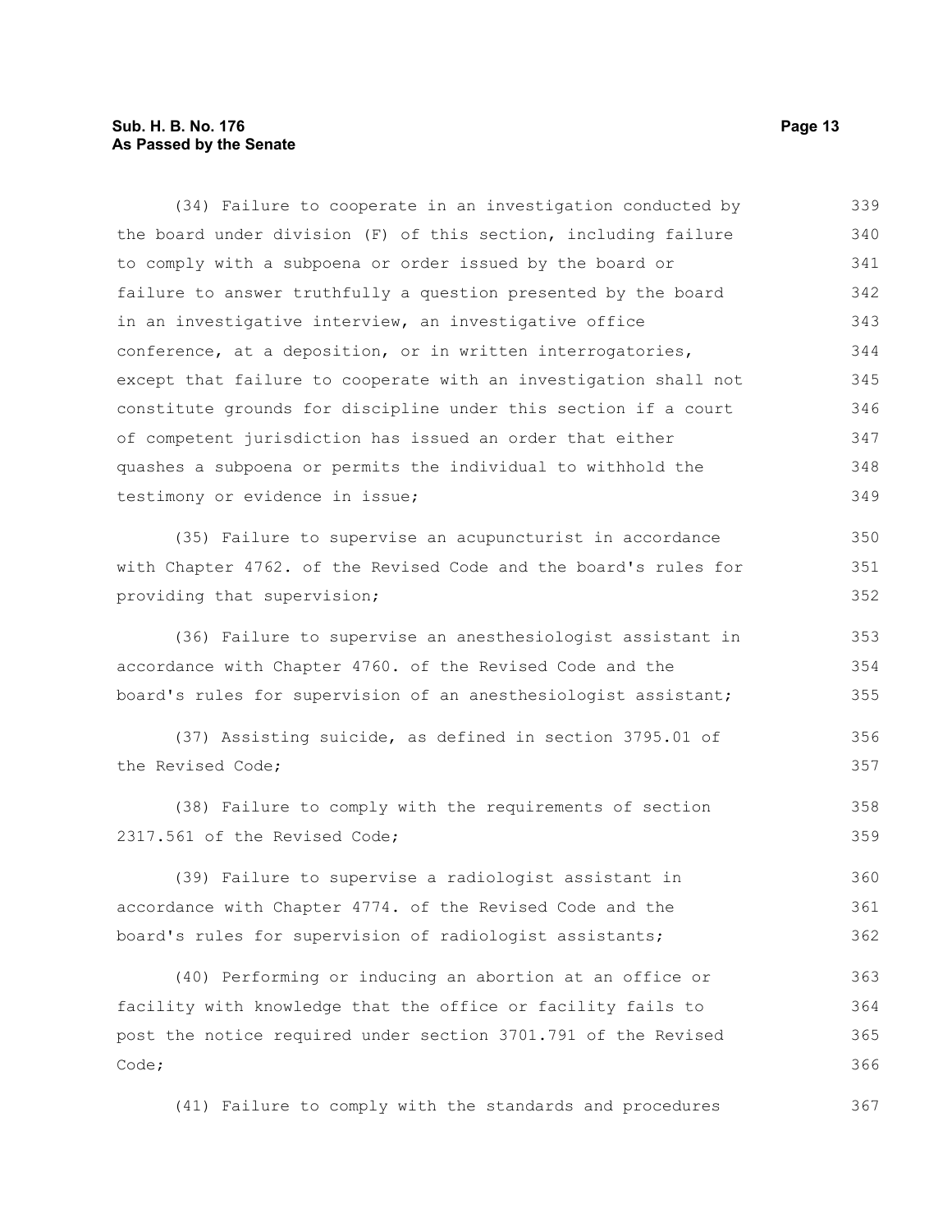(34) Failure to cooperate in an investigation conducted by the board under division (F) of this section, including failure to comply with a subpoena or order issued by the board or failure to answer truthfully a question presented by the board in an investigative interview, an investigative office conference, at a deposition, or in written interrogatories, except that failure to cooperate with an investigation shall not constitute grounds for discipline under this section if a court of competent jurisdiction has issued an order that either quashes a subpoena or permits the individual to withhold the testimony or evidence in issue;

(35) Failure to supervise an acupuncturist in accordance with Chapter 4762. of the Revised Code and the board's rules for providing that supervision;

(36) Failure to supervise an anesthesiologist assistant in accordance with Chapter 4760. of the Revised Code and the board's rules for supervision of an anesthesiologist assistant;

(37) Assisting suicide, as defined in section 3795.01 of the Revised Code;

(38) Failure to comply with the requirements of section 2317.561 of the Revised Code;

(39) Failure to supervise a radiologist assistant in accordance with Chapter 4774. of the Revised Code and the board's rules for supervision of radiologist assistants;

(40) Performing or inducing an abortion at an office or facility with knowledge that the office or facility fails to post the notice required under section 3701.791 of the Revised Code;

(41) Failure to comply with the standards and procedures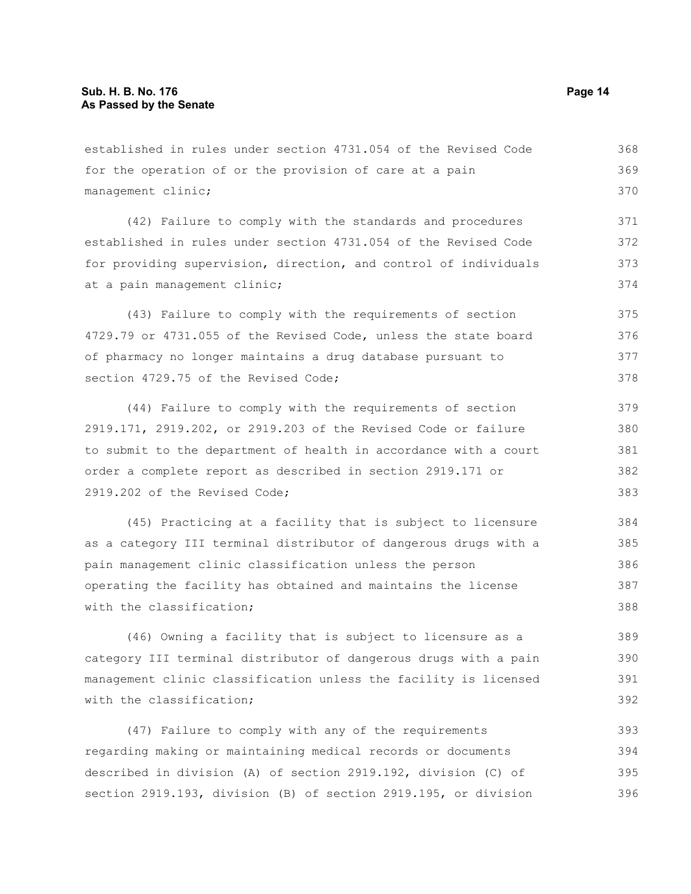established in rules under section 4731.054 of the Revised Code for the operation of or the provision of care at a pain management clinic;

(42) Failure to comply with the standards and procedures established in rules under section 4731.054 of the Revised Code for providing supervision, direction, and control of individuals at a pain management clinic;

(43) Failure to comply with the requirements of section 4729.79 or 4731.055 of the Revised Code, unless the state board of pharmacy no longer maintains a drug database pursuant to section 4729.75 of the Revised Code;

(44) Failure to comply with the requirements of section 2919.171, 2919.202, or 2919.203 of the Revised Code or failure to submit to the department of health in accordance with a court order a complete report as described in section 2919.171 or 2919.202 of the Revised Code;

(45) Practicing at a facility that is subject to licensure as a category III terminal distributor of dangerous drugs with a pain management clinic classification unless the person operating the facility has obtained and maintains the license with the classification;

(46) Owning a facility that is subject to licensure as a category III terminal distributor of dangerous drugs with a pain management clinic classification unless the facility is licensed with the classification;

(47) Failure to comply with any of the requirements regarding making or maintaining medical records or documents described in division (A) of section 2919.192, division (C) of section 2919.193, division (B) of section 2919.195, or division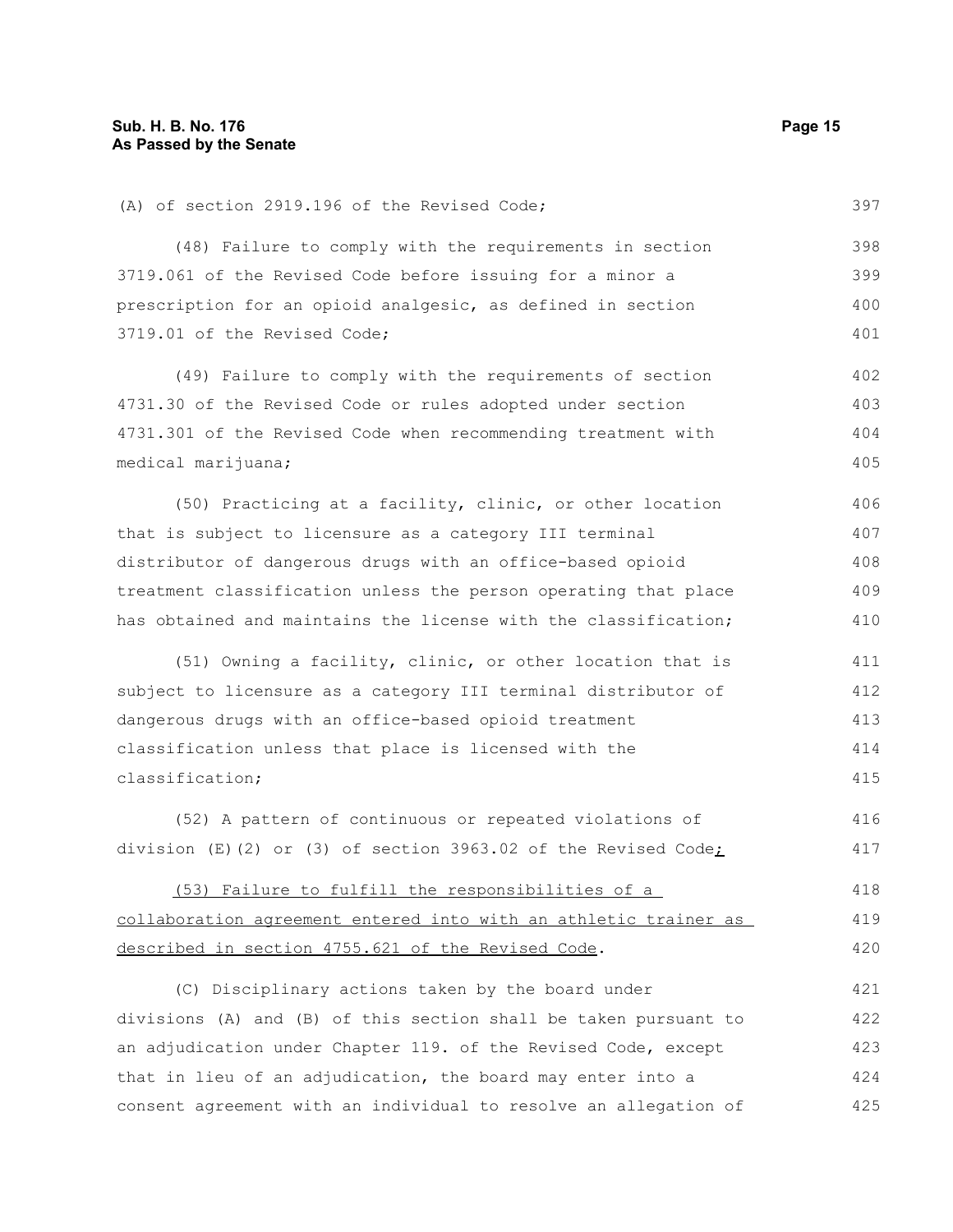(A) of section 2919.196 of the Revised Code;

(48) Failure to comply with the requirements in section 3719.061 of the Revised Code before issuing for a minor a prescription for an opioid analgesic, as defined in section 3719.01 of the Revised Code;

(49) Failure to comply with the requirements of section 4731.30 of the Revised Code or rules adopted under section 4731.301 of the Revised Code when recommending treatment with medical marijuana;

(50) Practicing at a facility, clinic, or other location that is subject to licensure as a category III terminal distributor of dangerous drugs with an office-based opioid treatment classification unless the person operating that place has obtained and maintains the license with the classification;

(51) Owning a facility, clinic, or other location that is subject to licensure as a category III terminal distributor of dangerous drugs with an office-based opioid treatment classification unless that place is licensed with the classification;

(52) A pattern of continuous or repeated violations of division (E)(2) or (3) of section 3963.02 of the Revised Code;

(53) Failure to fulfill the responsibilities of a collaboration agreement entered into with an athletic trainer as described in section 4755.621 of the Revised Code.

(C) Disciplinary actions taken by the board under divisions (A) and (B) of this section shall be taken pursuant to an adjudication under Chapter 119. of the Revised Code, except that in lieu of an adjudication, the board may enter into a consent agreement with an individual to resolve an allegation of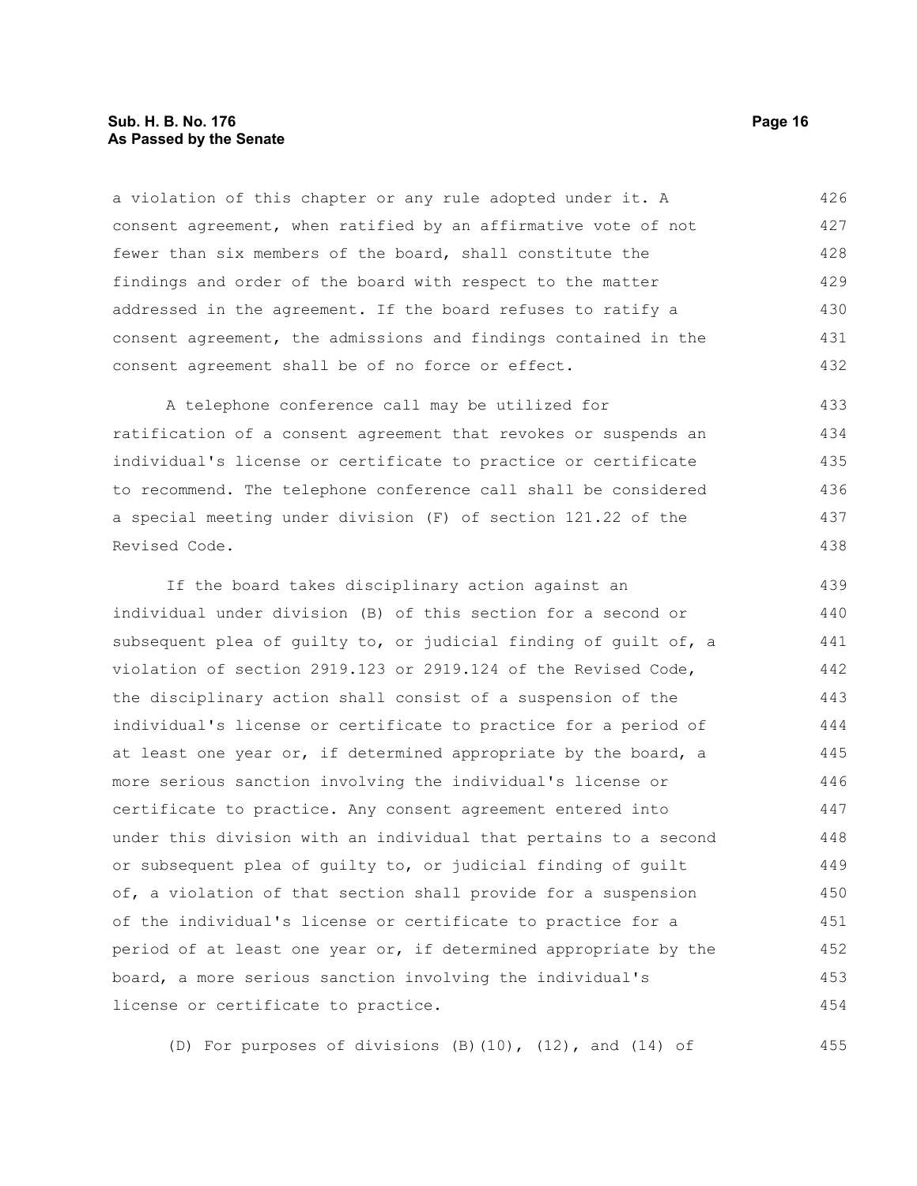a violation of this chapter or any rule adopted under it. A consent agreement, when ratified by an affirmative vote of not fewer than six members of the board, shall constitute the findings and order of the board with respect to the matter addressed in the agreement. If the board refuses to ratify a consent agreement, the admissions and findings contained in the consent agreement shall be of no force or effect.

A telephone conference call may be utilized for ratification of a consent agreement that revokes or suspends an individual's license or certificate to practice or certificate to recommend. The telephone conference call shall be considered a special meeting under division (F) of section 121.22 of the Revised Code.

If the board takes disciplinary action against an individual under division (B) of this section for a second or subsequent plea of guilty to, or judicial finding of guilt of, a violation of section 2919.123 or 2919.124 of the Revised Code, the disciplinary action shall consist of a suspension of the individual's license or certificate to practice for a period of at least one year or, if determined appropriate by the board, a more serious sanction involving the individual's license or certificate to practice. Any consent agreement entered into under this division with an individual that pertains to a second or subsequent plea of guilty to, or judicial finding of guilt of, a violation of that section shall provide for a suspension of the individual's license or certificate to practice for a period of at least one year or, if determined appropriate by the board, a more serious sanction involving the individual's license or certificate to practice.

(D) For purposes of divisions (B)(10), (12), and (14) of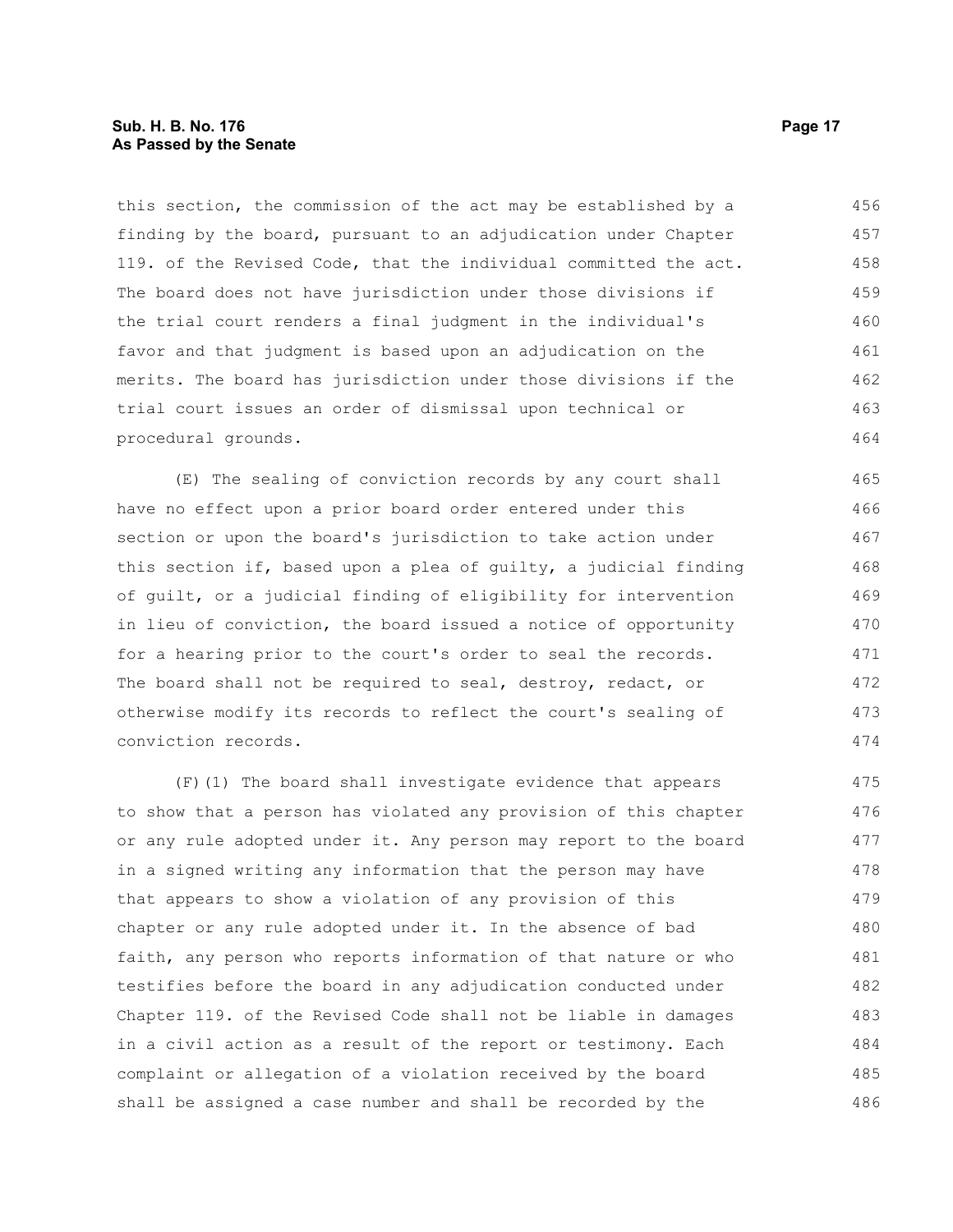this section, the commission of the act may be established by a finding by the board, pursuant to an adjudication under Chapter 119. of the Revised Code, that the individual committed the act. The board does not have jurisdiction under those divisions if the trial court renders a final judgment in the individual's favor and that judgment is based upon an adjudication on the merits. The board has jurisdiction under those divisions if the trial court issues an order of dismissal upon technical or procedural grounds.

(E) The sealing of conviction records by any court shall have no effect upon a prior board order entered under this section or upon the board's jurisdiction to take action under this section if, based upon a plea of guilty, a judicial finding of guilt, or a judicial finding of eligibility for intervention in lieu of conviction, the board issued a notice of opportunity for a hearing prior to the court's order to seal the records. The board shall not be required to seal, destroy, redact, or otherwise modify its records to reflect the court's sealing of conviction records.

(F)(1) The board shall investigate evidence that appears to show that a person has violated any provision of this chapter or any rule adopted under it. Any person may report to the board in a signed writing any information that the person may have that appears to show a violation of any provision of this chapter or any rule adopted under it. In the absence of bad faith, any person who reports information of that nature or who testifies before the board in any adjudication conducted under Chapter 119. of the Revised Code shall not be liable in damages in a civil action as a result of the report or testimony. Each complaint or allegation of a violation received by the board shall be assigned a case number and shall be recorded by the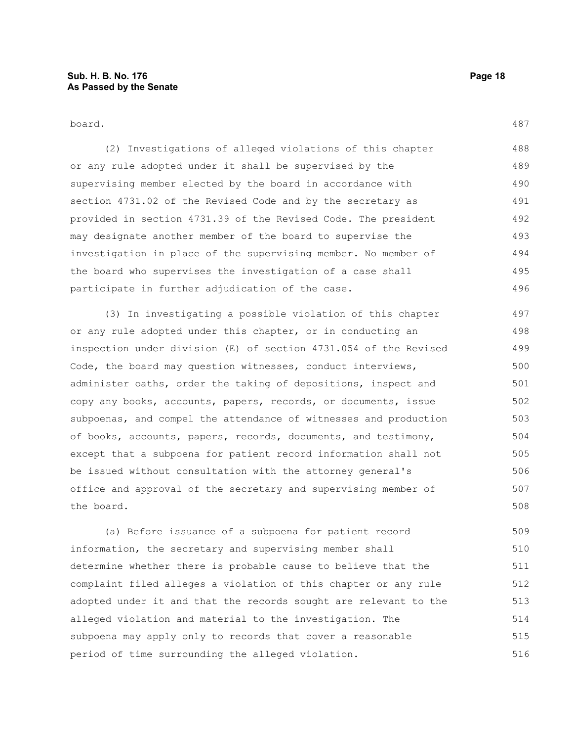board.

(2) Investigations of alleged violations of this chapter or any rule adopted under it shall be supervised by the supervising member elected by the board in accordance with section 4731.02 of the Revised Code and by the secretary as provided in section 4731.39 of the Revised Code. The president may designate another member of the board to supervise the investigation in place of the supervising member. No member of the board who supervises the investigation of a case shall participate in further adjudication of the case.

(3) In investigating a possible violation of this chapter or any rule adopted under this chapter, or in conducting an inspection under division (E) of section 4731.054 of the Revised Code, the board may question witnesses, conduct interviews, administer oaths, order the taking of depositions, inspect and copy any books, accounts, papers, records, or documents, issue subpoenas, and compel the attendance of witnesses and production of books, accounts, papers, records, documents, and testimony, except that a subpoena for patient record information shall not be issued without consultation with the attorney general's office and approval of the secretary and supervising member of the board.

(a) Before issuance of a subpoena for patient record information, the secretary and supervising member shall determine whether there is probable cause to believe that the complaint filed alleges a violation of this chapter or any rule adopted under it and that the records sought are relevant to the alleged violation and material to the investigation. The subpoena may apply only to records that cover a reasonable period of time surrounding the alleged violation.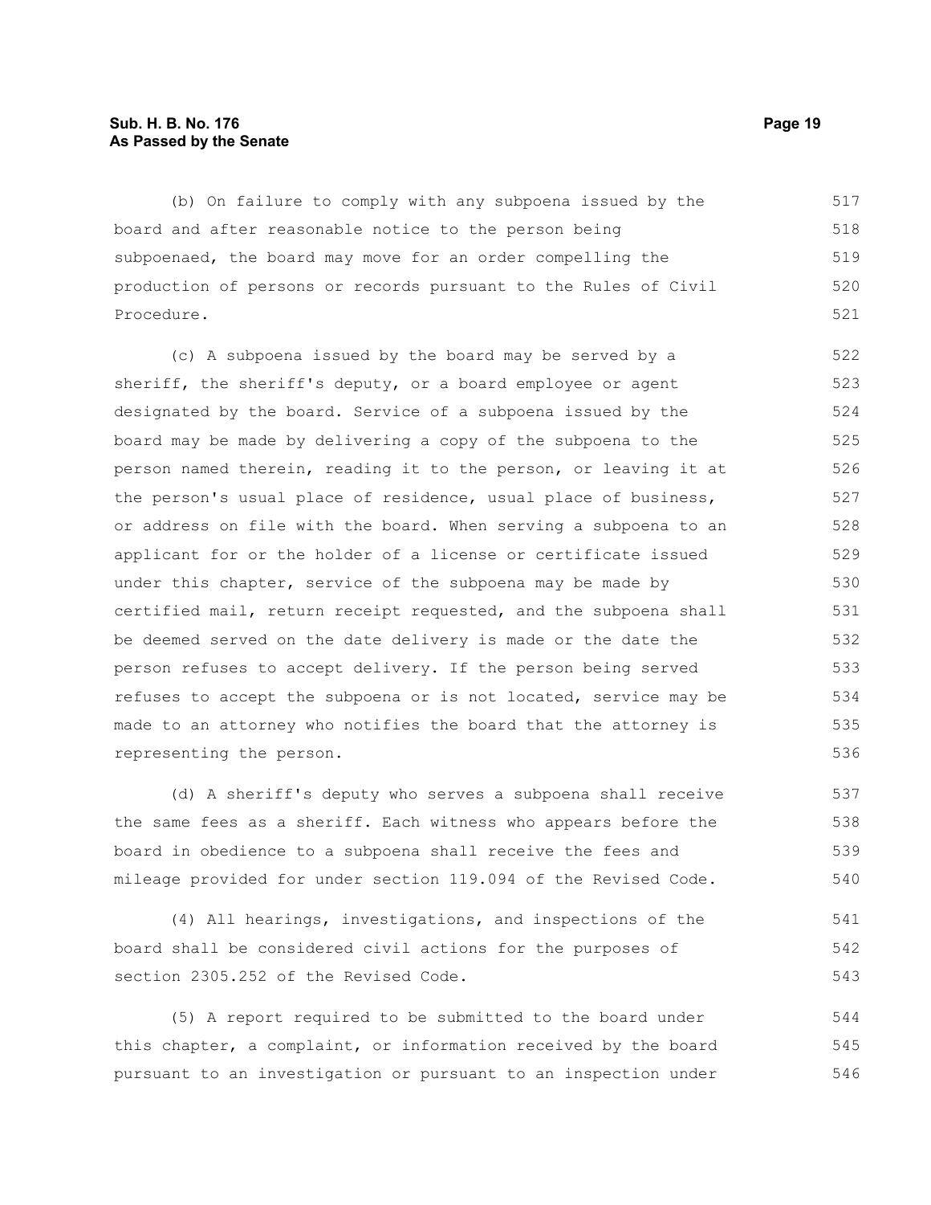(b) On failure to comply with any subpoena issued by the board and after reasonable notice to the person being subpoenaed, the board may move for an order compelling the production of persons or records pursuant to the Rules of Civil Procedure.

(c) A subpoena issued by the board may be served by a sheriff, the sheriff's deputy, or a board employee or agent designated by the board. Service of a subpoena issued by the board may be made by delivering a copy of the subpoena to the person named therein, reading it to the person, or leaving it at the person's usual place of residence, usual place of business, or address on file with the board. When serving a subpoena to an applicant for or the holder of a license or certificate issued under this chapter, service of the subpoena may be made by certified mail, return receipt requested, and the subpoena shall be deemed served on the date delivery is made or the date the person refuses to accept delivery. If the person being served refuses to accept the subpoena or is not located, service may be made to an attorney who notifies the board that the attorney is representing the person.

(d) A sheriff's deputy who serves a subpoena shall receive the same fees as a sheriff. Each witness who appears before the board in obedience to a subpoena shall receive the fees and mileage provided for under section 119.094 of the Revised Code.

(4) All hearings, investigations, and inspections of the board shall be considered civil actions for the purposes of section 2305.252 of the Revised Code.

(5) A report required to be submitted to the board under this chapter, a complaint, or information received by the board pursuant to an investigation or pursuant to an inspection under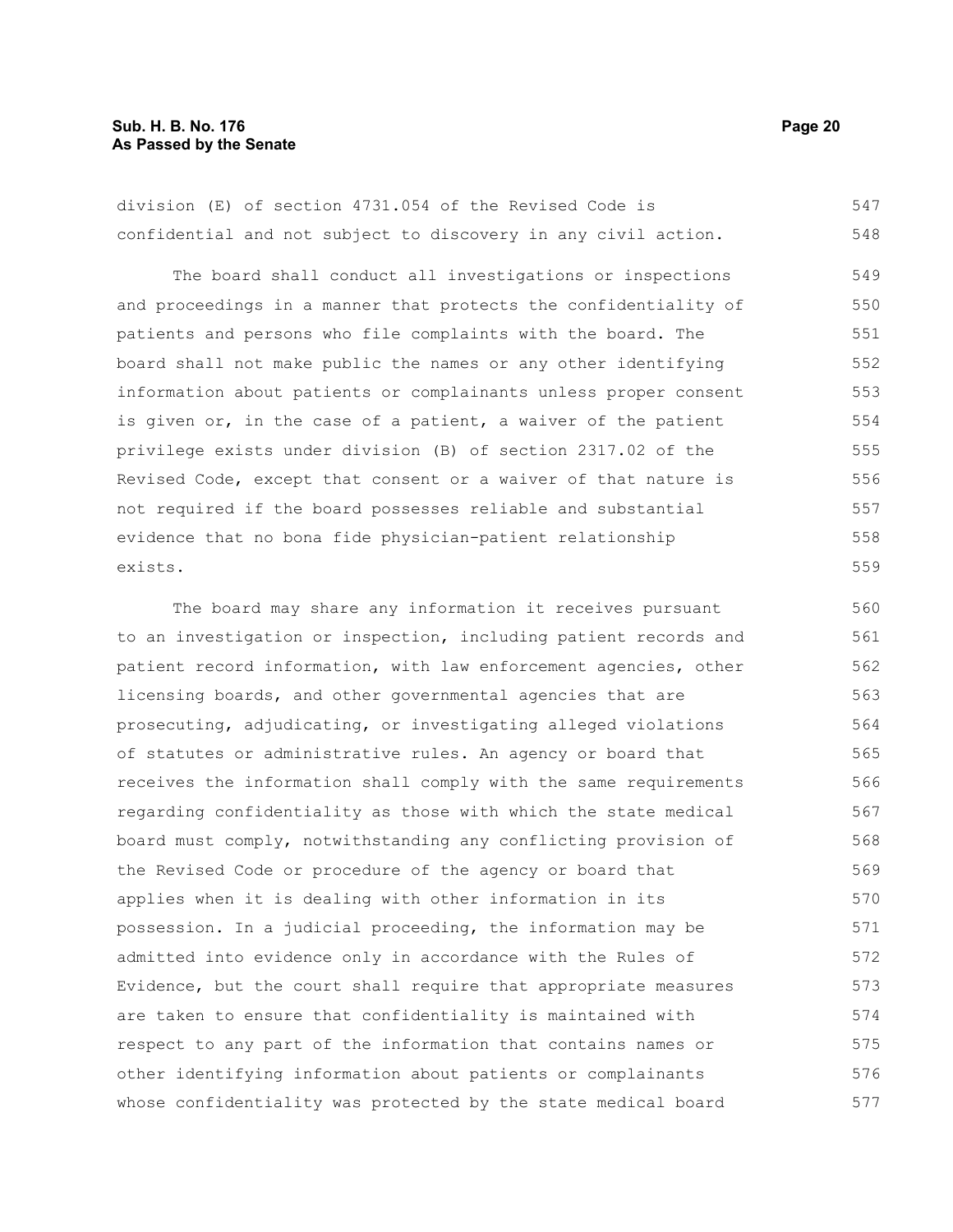division (E) of section 4731.054 of the Revised Code is confidential and not subject to discovery in any civil action.

The board shall conduct all investigations or inspections and proceedings in a manner that protects the confidentiality of patients and persons who file complaints with the board. The board shall not make public the names or any other identifying information about patients or complainants unless proper consent is given or, in the case of a patient, a waiver of the patient privilege exists under division (B) of section 2317.02 of the Revised Code, except that consent or a waiver of that nature is not required if the board possesses reliable and substantial evidence that no bona fide physician-patient relationship exists.

The board may share any information it receives pursuant to an investigation or inspection, including patient records and patient record information, with law enforcement agencies, other licensing boards, and other governmental agencies that are prosecuting, adjudicating, or investigating alleged violations of statutes or administrative rules. An agency or board that receives the information shall comply with the same requirements regarding confidentiality as those with which the state medical board must comply, notwithstanding any conflicting provision of the Revised Code or procedure of the agency or board that applies when it is dealing with other information in its possession. In a judicial proceeding, the information may be admitted into evidence only in accordance with the Rules of Evidence, but the court shall require that appropriate measures are taken to ensure that confidentiality is maintained with respect to any part of the information that contains names or other identifying information about patients or complainants whose confidentiality was protected by the state medical board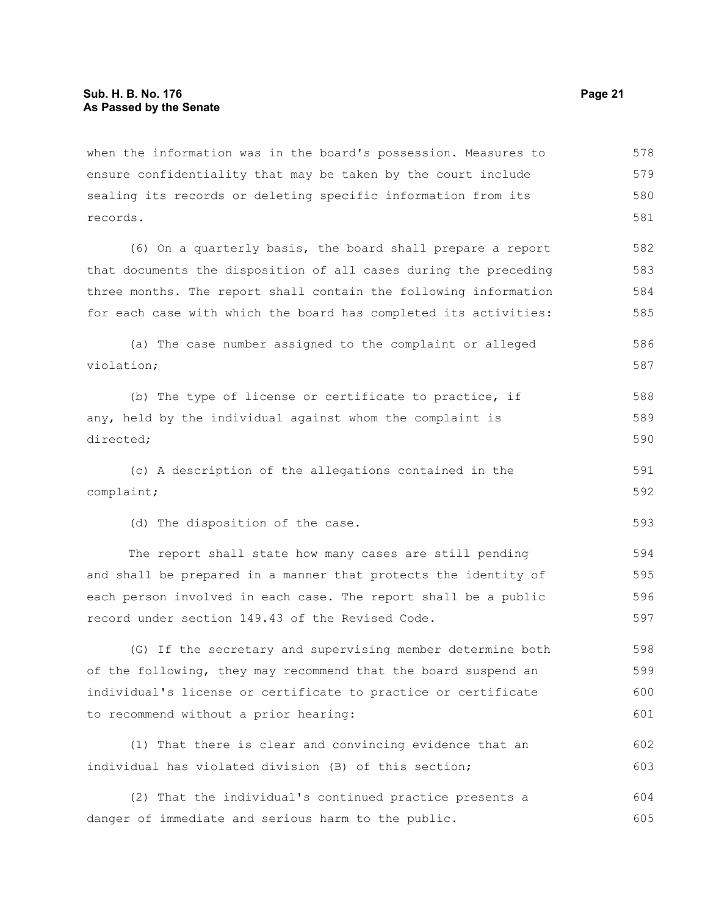when the information was in the board's possession. Measures to ensure confidentiality that may be taken by the court include sealing its records or deleting specific information from its records.

(6) On a quarterly basis, the board shall prepare a report that documents the disposition of all cases during the preceding three months. The report shall contain the following information for each case with which the board has completed its activities:

(a) The case number assigned to the complaint or alleged violation;

(b) The type of license or certificate to practice, if any, held by the individual against whom the complaint is directed;

(c) A description of the allegations contained in the complaint;

(d) The disposition of the case.

The report shall state how many cases are still pending and shall be prepared in a manner that protects the identity of each person involved in each case. The report shall be a public record under section 149.43 of the Revised Code.

(G) If the secretary and supervising member determine both of the following, they may recommend that the board suspend an individual's license or certificate to practice or certificate to recommend without a prior hearing:

(1) That there is clear and convincing evidence that an individual has violated division (B) of this section;

(2) That the individual's continued practice presents a danger of immediate and serious harm to the public.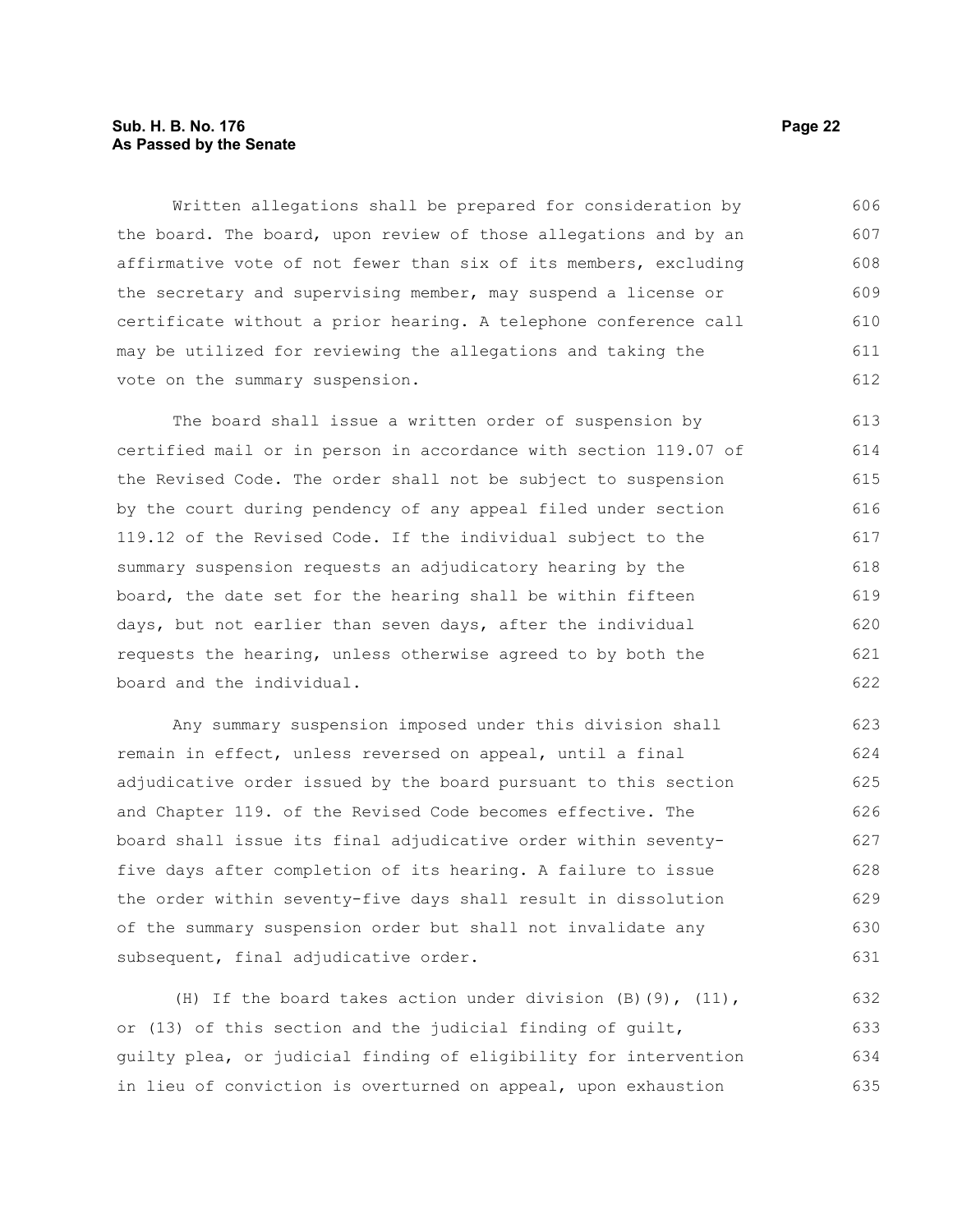Written allegations shall be prepared for consideration by the board. The board, upon review of those allegations and by an affirmative vote of not fewer than six of its members, excluding the secretary and supervising member, may suspend a license or certificate without a prior hearing. A telephone conference call may be utilized for reviewing the allegations and taking the vote on the summary suspension.

The board shall issue a written order of suspension by certified mail or in person in accordance with section 119.07 of the Revised Code. The order shall not be subject to suspension by the court during pendency of any appeal filed under section 119.12 of the Revised Code. If the individual subject to the summary suspension requests an adjudicatory hearing by the board, the date set for the hearing shall be within fifteen days, but not earlier than seven days, after the individual requests the hearing, unless otherwise agreed to by both the board and the individual.

Any summary suspension imposed under this division shall remain in effect, unless reversed on appeal, until a final adjudicative order issued by the board pursuant to this section and Chapter 119. of the Revised Code becomes effective. The board shall issue its final adjudicative order within seventy-five days after completion of its hearing. A failure to issue the order within seventy-five days shall result in dissolution of the summary suspension order but shall not invalidate any subsequent, final adjudicative order.

(H) If the board takes action under division (B)(9), (11), or (13) of this section and the judicial finding of guilt, guilty plea, or judicial finding of eligibility for intervention in lieu of conviction is overturned on appeal, upon exhaustion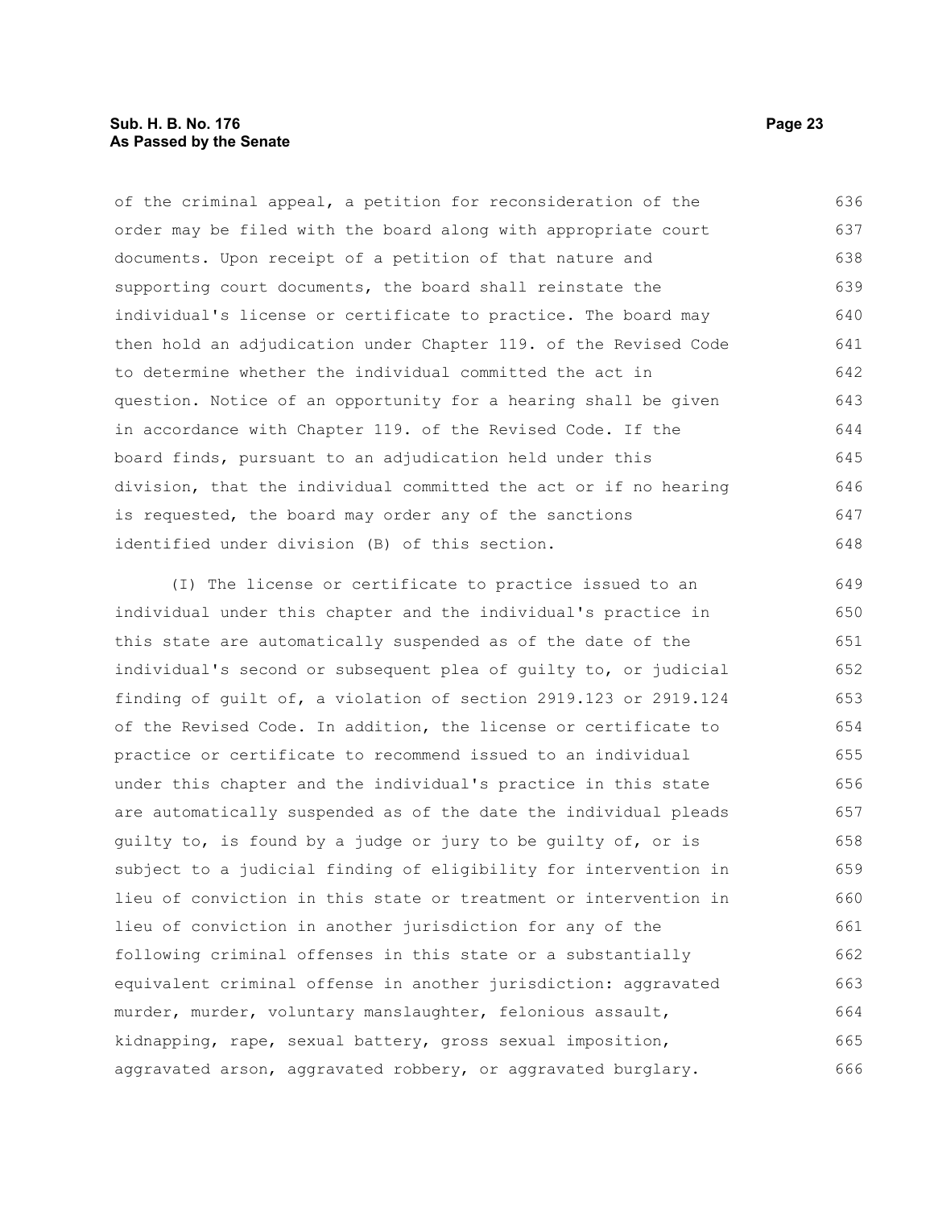of the criminal appeal, a petition for reconsideration of the order may be filed with the board along with appropriate court documents. Upon receipt of a petition of that nature and supporting court documents, the board shall reinstate the individual's license or certificate to practice. The board may then hold an adjudication under Chapter 119. of the Revised Code to determine whether the individual committed the act in question. Notice of an opportunity for a hearing shall be given in accordance with Chapter 119. of the Revised Code. If the board finds, pursuant to an adjudication held under this division, that the individual committed the act or if no hearing is requested, the board may order any of the sanctions identified under division (B) of this section.

(I) The license or certificate to practice issued to an individual under this chapter and the individual's practice in this state are automatically suspended as of the date of the individual's second or subsequent plea of guilty to, or judicial finding of guilt of, a violation of section 2919.123 or 2919.124 of the Revised Code. In addition, the license or certificate to practice or certificate to recommend issued to an individual under this chapter and the individual's practice in this state are automatically suspended as of the date the individual pleads guilty to, is found by a judge or jury to be guilty of, or is subject to a judicial finding of eligibility for intervention in lieu of conviction in this state or treatment or intervention in lieu of conviction in another jurisdiction for any of the following criminal offenses in this state or a substantially equivalent criminal offense in another jurisdiction: aggravated murder, murder, voluntary manslaughter, felonious assault, kidnapping, rape, sexual battery, gross sexual imposition, aggravated arson, aggravated robbery, or aggravated burglary.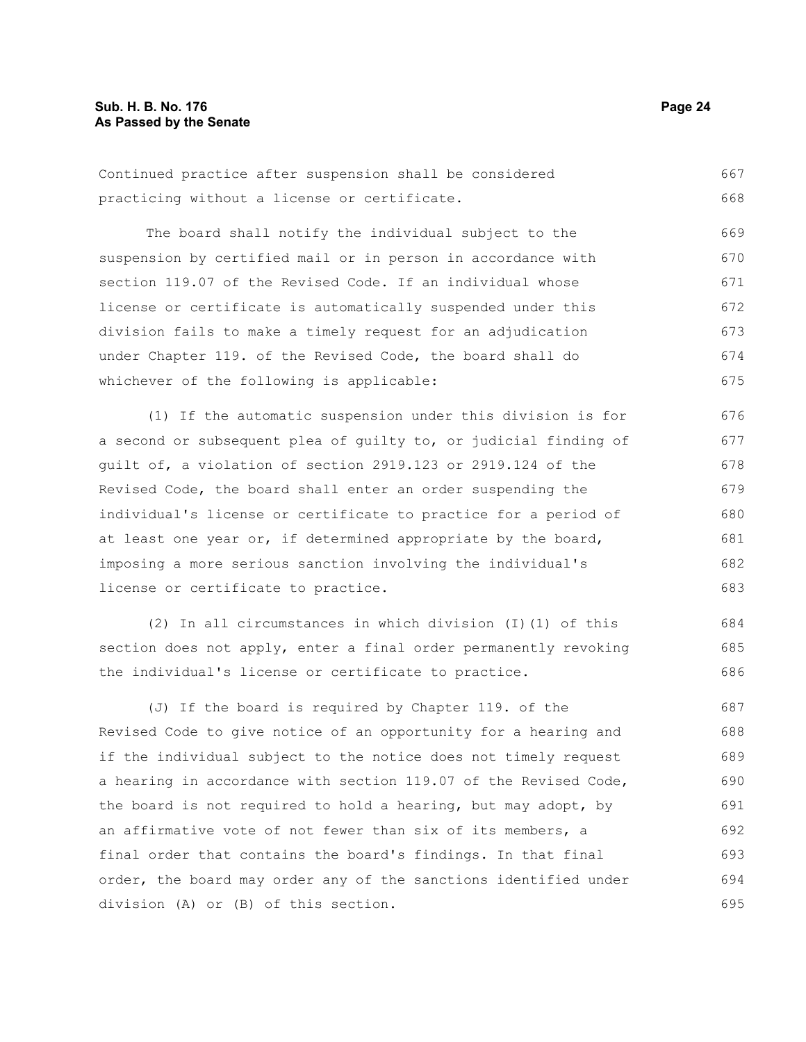Continued practice after suspension shall be considered practicing without a license or certificate.

The board shall notify the individual subject to the suspension by certified mail or in person in accordance with section 119.07 of the Revised Code. If an individual whose license or certificate is automatically suspended under this division fails to make a timely request for an adjudication under Chapter 119. of the Revised Code, the board shall do whichever of the following is applicable:

(1) If the automatic suspension under this division is for a second or subsequent plea of guilty to, or judicial finding of guilt of, a violation of section 2919.123 or 2919.124 of the Revised Code, the board shall enter an order suspending the individual's license or certificate to practice for a period of at least one year or, if determined appropriate by the board, imposing a more serious sanction involving the individual's license or certificate to practice.

(2) In all circumstances in which division (I)(1) of this section does not apply, enter a final order permanently revoking the individual's license or certificate to practice.

(J) If the board is required by Chapter 119. of the Revised Code to give notice of an opportunity for a hearing and if the individual subject to the notice does not timely request a hearing in accordance with section 119.07 of the Revised Code, the board is not required to hold a hearing, but may adopt, by an affirmative vote of not fewer than six of its members, a final order that contains the board's findings. In that final order, the board may order any of the sanctions identified under division (A) or (B) of this section.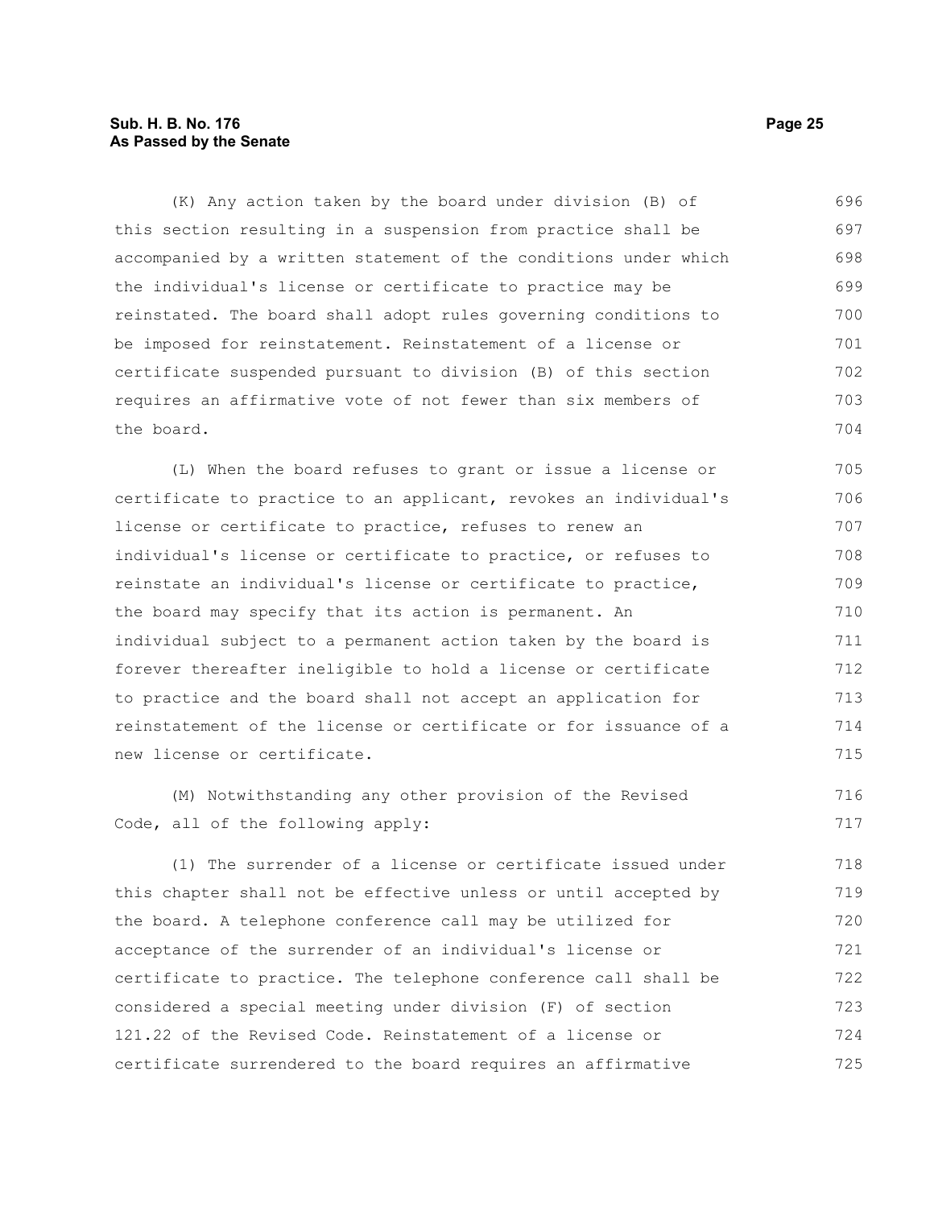(K) Any action taken by the board under division (B) of this section resulting in a suspension from practice shall be accompanied by a written statement of the conditions under which the individual's license or certificate to practice may be reinstated. The board shall adopt rules governing conditions to be imposed for reinstatement. Reinstatement of a license or certificate suspended pursuant to division (B) of this section requires an affirmative vote of not fewer than six members of the board.

(L) When the board refuses to grant or issue a license or certificate to practice to an applicant, revokes an individual's license or certificate to practice, refuses to renew an individual's license or certificate to practice, or refuses to reinstate an individual's license or certificate to practice, the board may specify that its action is permanent. An individual subject to a permanent action taken by the board is forever thereafter ineligible to hold a license or certificate to practice and the board shall not accept an application for reinstatement of the license or certificate or for issuance of a new license or certificate.

(M) Notwithstanding any other provision of the Revised Code, all of the following apply:

(1) The surrender of a license or certificate issued under this chapter shall not be effective unless or until accepted by the board. A telephone conference call may be utilized for acceptance of the surrender of an individual's license or certificate to practice. The telephone conference call shall be considered a special meeting under division (F) of section 121.22 of the Revised Code. Reinstatement of a license or certificate surrendered to the board requires an affirmative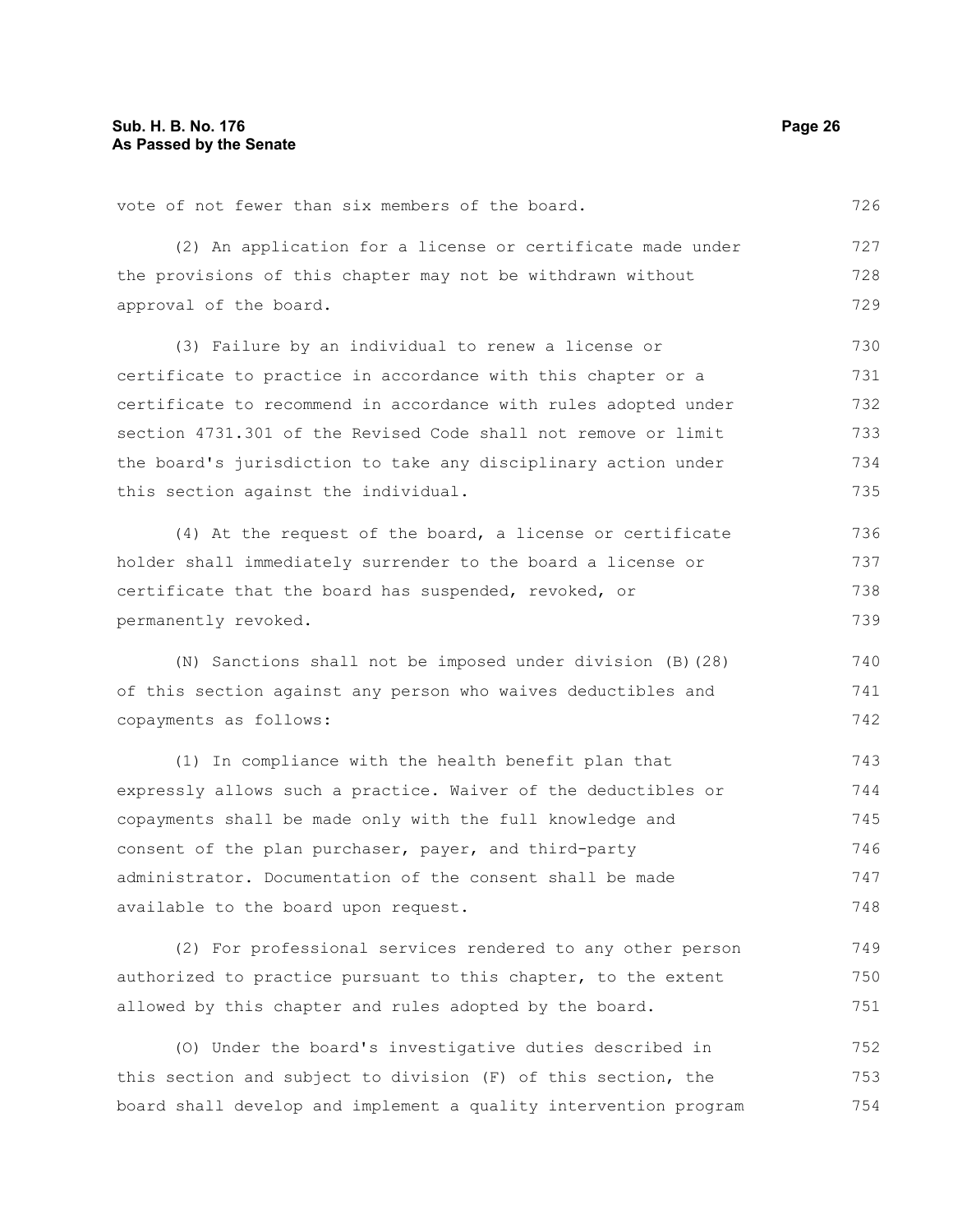vote of not fewer than six members of the board.

(2) An application for a license or certificate made under the provisions of this chapter may not be withdrawn without approval of the board.

(3) Failure by an individual to renew a license or certificate to practice in accordance with this chapter or a certificate to recommend in accordance with rules adopted under section 4731.301 of the Revised Code shall not remove or limit the board's jurisdiction to take any disciplinary action under this section against the individual.

(4) At the request of the board, a license or certificate holder shall immediately surrender to the board a license or certificate that the board has suspended, revoked, or permanently revoked.

(N) Sanctions shall not be imposed under division (B)(28) of this section against any person who waives deductibles and copayments as follows:

(1) In compliance with the health benefit plan that expressly allows such a practice. Waiver of the deductibles or copayments shall be made only with the full knowledge and consent of the plan purchaser, payer, and third-party administrator. Documentation of the consent shall be made available to the board upon request.

(2) For professional services rendered to any other person authorized to practice pursuant to this chapter, to the extent allowed by this chapter and rules adopted by the board.

(O) Under the board's investigative duties described in this section and subject to division (F) of this section, the board shall develop and implement a quality intervention program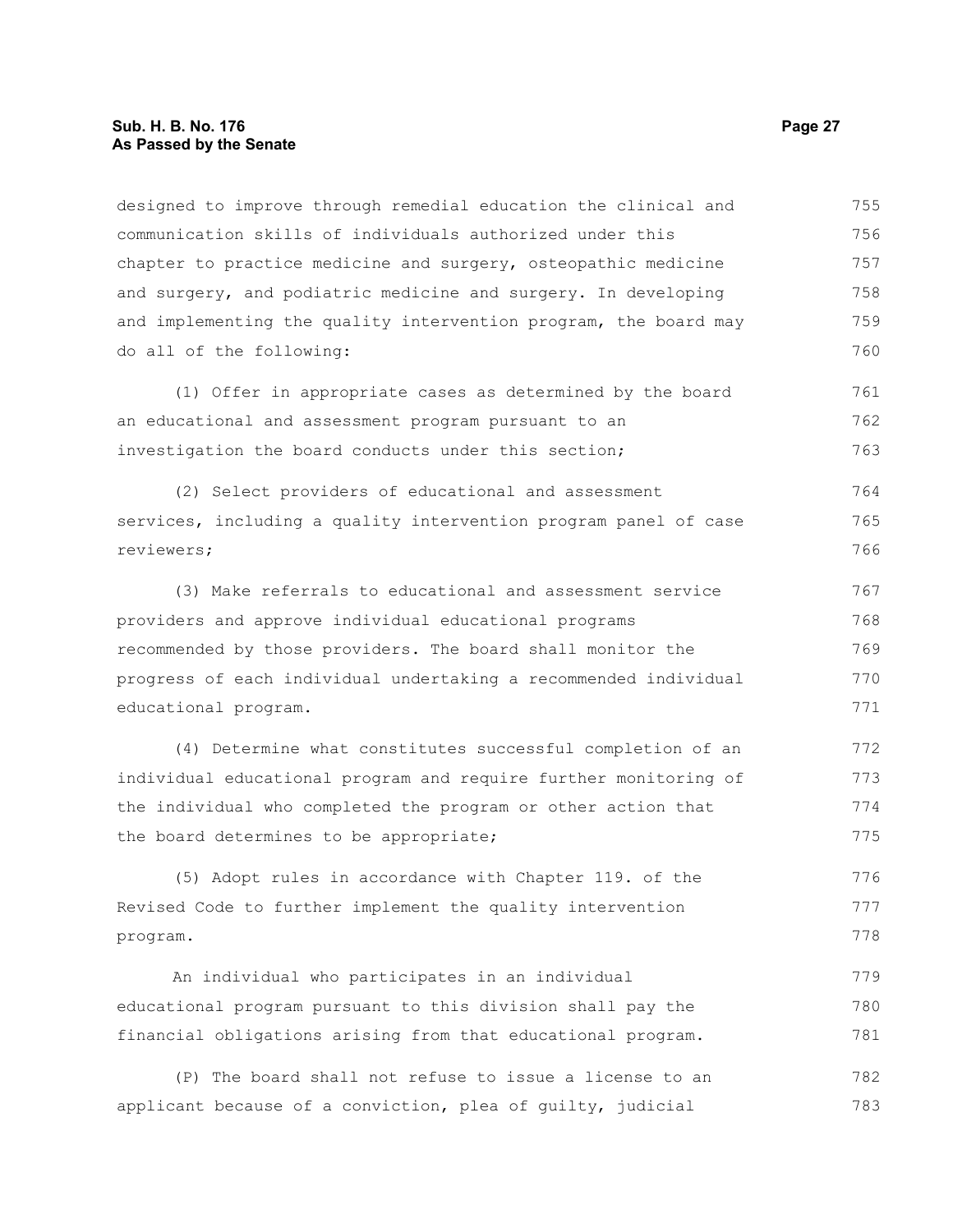designed to improve through remedial education the clinical and communication skills of individuals authorized under this chapter to practice medicine and surgery, osteopathic medicine and surgery, and podiatric medicine and surgery. In developing and implementing the quality intervention program, the board may do all of the following:

(1) Offer in appropriate cases as determined by the board an educational and assessment program pursuant to an investigation the board conducts under this section;

(2) Select providers of educational and assessment services, including a quality intervention program panel of case reviewers;

(3) Make referrals to educational and assessment service providers and approve individual educational programs recommended by those providers. The board shall monitor the progress of each individual undertaking a recommended individual educational program.

(4) Determine what constitutes successful completion of an individual educational program and require further monitoring of the individual who completed the program or other action that the board determines to be appropriate;

(5) Adopt rules in accordance with Chapter 119. of the Revised Code to further implement the quality intervention program.

An individual who participates in an individual educational program pursuant to this division shall pay the financial obligations arising from that educational program.

(P) The board shall not refuse to issue a license to an applicant because of a conviction, plea of guilty, judicial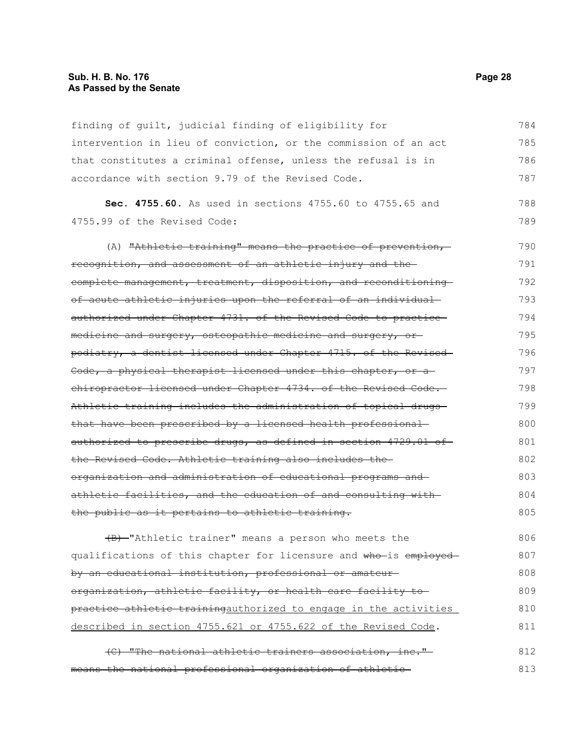finding of guilt, judicial finding of eligibility for intervention in lieu of conviction, or the commission of an act that constitutes a criminal offense, unless the refusal is in accordance with section 9.79 of the Revised Code.

**Sec. 4755.60.** As used in sections 4755.60 to 4755.65 and 4755.99 of the Revised Code:

(A) ~~"Athletic training" means the practice of prevention, recognition, and assessment of an athletic injury and the complete management, treatment, disposition, and reconditioning of acute athletic injuries upon the referral of an individual authorized under Chapter 4731. of the Revised Code to practice medicine and surgery, osteopathic medicine and surgery, or podiatry, a dentist licensed under Chapter 4715. of the Revised Code, a physical therapist licensed under this chapter, or a chiropractor licensed under Chapter 4734. of the Revised Code. Athletic training includes the administration of topical drugs that have been prescribed by a licensed health professional authorized to prescribe drugs, as defined in section 4729.01 of the Revised Code. Athletic training also includes the organization and administration of educational programs and athletic facilities, and the education of and consulting with the public as it pertains to athletic training.~~

~~(B)~~ "Athletic trainer" means a person who meets the qualifications of this chapter for licensure and ~~who~~ is ~~employed by an educational institution, professional or amateur organization, athletic facility, or health care facility to practice athletic training~~<u>authorized to engage in the activities described in section 4755.621 or 4755.622 of the Revised Code</u>.

~~(C) "The national athletic trainers association, inc." means the national professional organization of athletic~~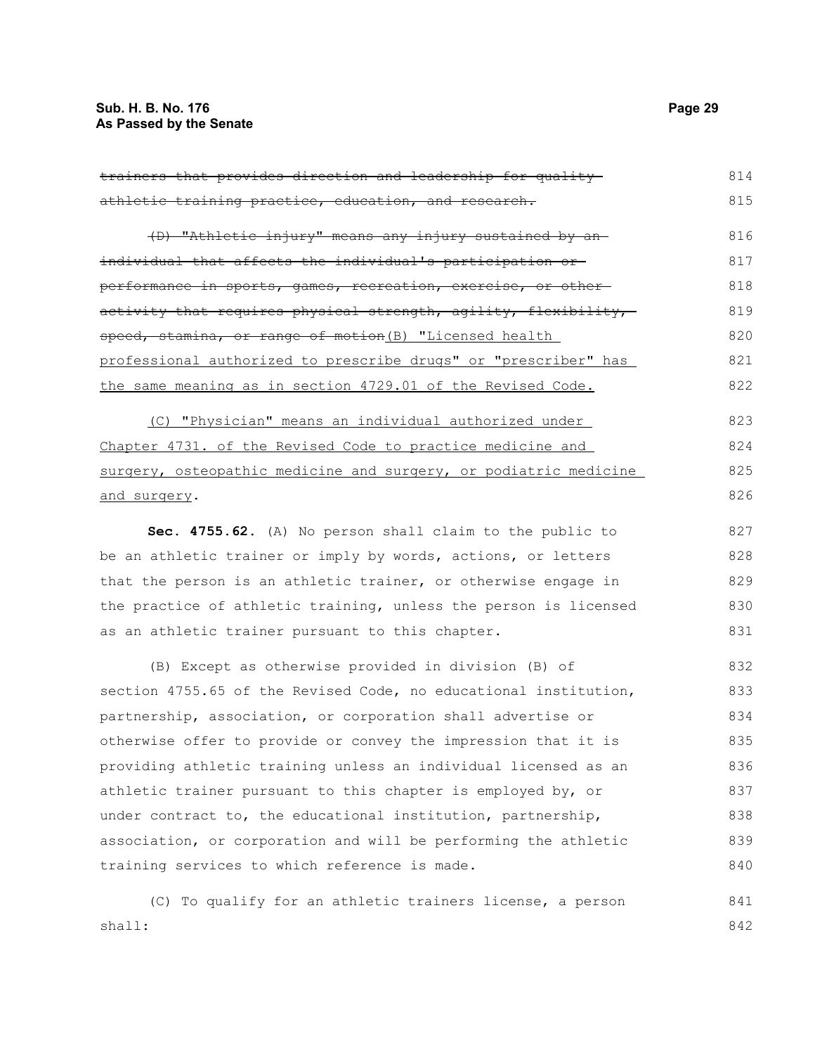~~trainers that provides direction and leadership for quality athletic training practice, education, and research.~~

~~(D) "Athletic injury" means any injury sustained by an individual that affects the individual's participation or performance in sports, games, recreation, exercise, or other activity that requires physical strength, agility, flexibility, speed, stamina, or range of motion~~<u>(B) "Licensed health professional authorized to prescribe drugs" or "prescriber" has the same meaning as in section 4729.01 of the Revised Code.</u>

<u>(C) "Physician" means an individual authorized under Chapter 4731. of the Revised Code to practice medicine and surgery, osteopathic medicine and surgery, or podiatric medicine and surgery</u>.

**Sec. 4755.62.** (A) No person shall claim to the public to be an athletic trainer or imply by words, actions, or letters that the person is an athletic trainer, or otherwise engage in the practice of athletic training, unless the person is licensed as an athletic trainer pursuant to this chapter.

(B) Except as otherwise provided in division (B) of section 4755.65 of the Revised Code, no educational institution, partnership, association, or corporation shall advertise or otherwise offer to provide or convey the impression that it is providing athletic training unless an individual licensed as an athletic trainer pursuant to this chapter is employed by, or under contract to, the educational institution, partnership, association, or corporation and will be performing the athletic training services to which reference is made.

(C) To qualify for an athletic trainers license, a person shall: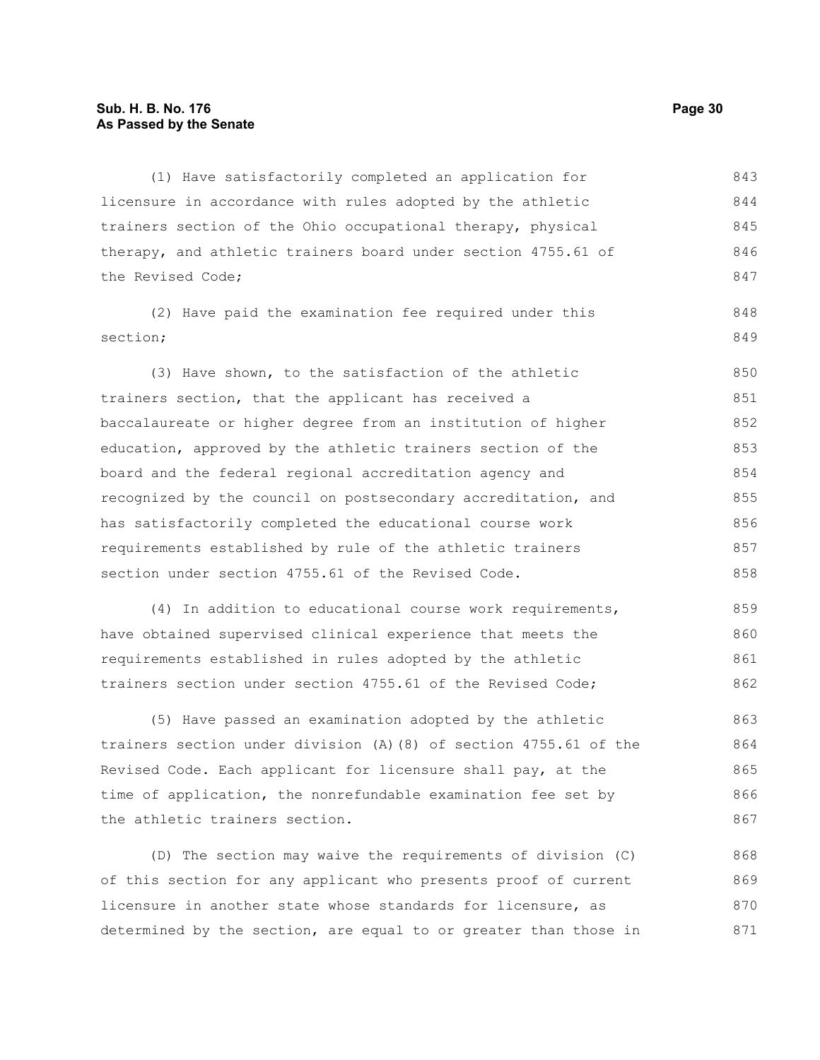(1) Have satisfactorily completed an application for licensure in accordance with rules adopted by the athletic trainers section of the Ohio occupational therapy, physical therapy, and athletic trainers board under section 4755.61 of the Revised Code;

(2) Have paid the examination fee required under this section;

(3) Have shown, to the satisfaction of the athletic trainers section, that the applicant has received a baccalaureate or higher degree from an institution of higher education, approved by the athletic trainers section of the board and the federal regional accreditation agency and recognized by the council on postsecondary accreditation, and has satisfactorily completed the educational course work requirements established by rule of the athletic trainers section under section 4755.61 of the Revised Code.

(4) In addition to educational course work requirements, have obtained supervised clinical experience that meets the requirements established in rules adopted by the athletic trainers section under section 4755.61 of the Revised Code;

(5) Have passed an examination adopted by the athletic trainers section under division (A)(8) of section 4755.61 of the Revised Code. Each applicant for licensure shall pay, at the time of application, the nonrefundable examination fee set by the athletic trainers section.

(D) The section may waive the requirements of division (C) of this section for any applicant who presents proof of current licensure in another state whose standards for licensure, as determined by the section, are equal to or greater than those in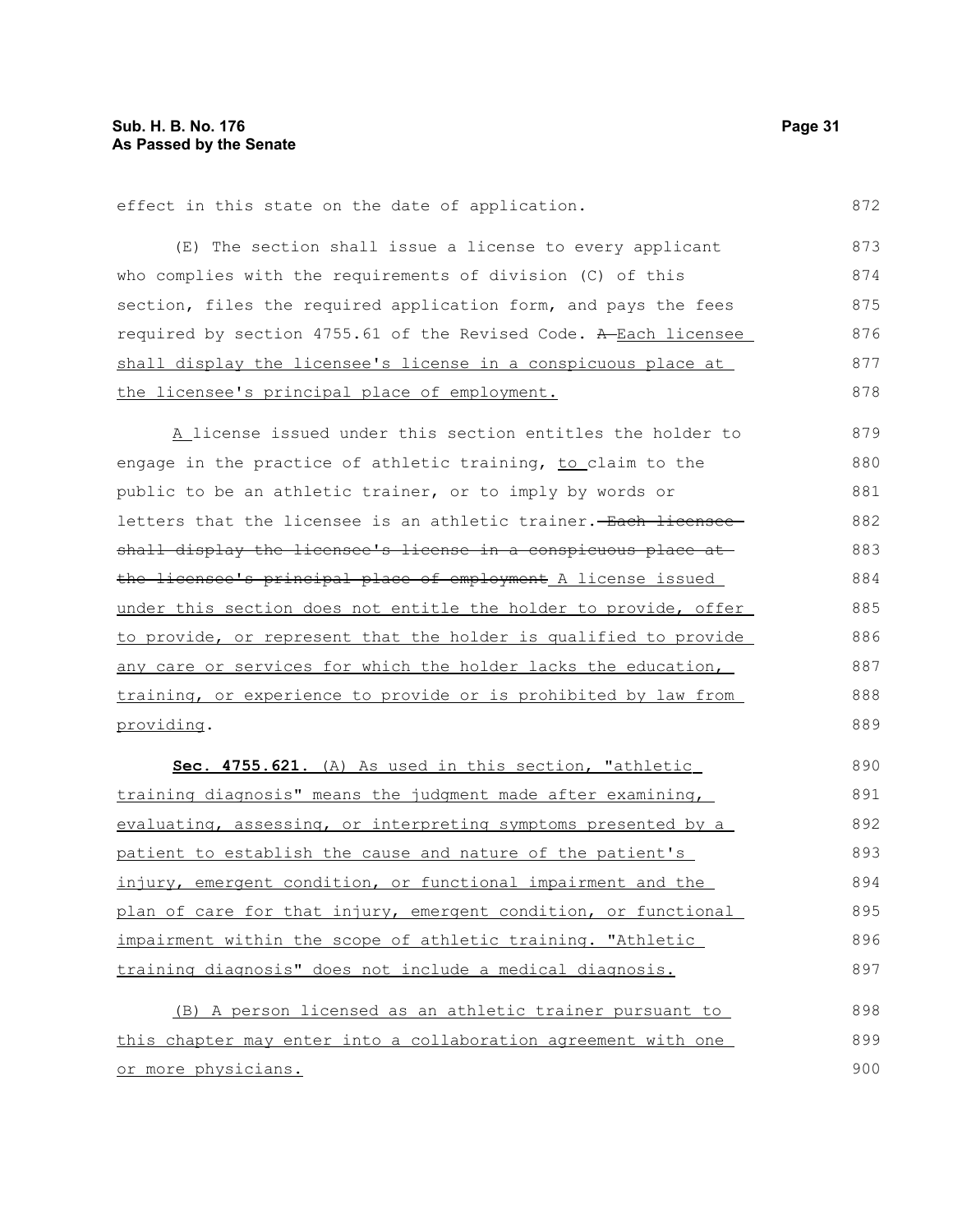effect in this state on the date of application.

(E) The section shall issue a license to every applicant who complies with the requirements of division (C) of this section, files the required application form, and pays the fees required by section 4755.61 of the Revised Code. ~~A~~ Each licensee shall display the licensee's license in a conspicuous place at the licensee's principal place of employment.

A license issued under this section entitles the holder to engage in the practice of athletic training, to claim to the public to be an athletic trainer, or to imply by words or letters that the licensee is an athletic trainer. ~~Each licensee shall display the licensee's license in a conspicuous place at the licensee's principal place of employment~~ A license issued under this section does not entitle the holder to provide, offer to provide, or represent that the holder is qualified to provide any care or services for which the holder lacks the education, training, or experience to provide or is prohibited by law from providing.

**Sec. 4755.621.** (A) As used in this section, "athletic training diagnosis" means the judgment made after examining, evaluating, assessing, or interpreting symptoms presented by a patient to establish the cause and nature of the patient's injury, emergent condition, or functional impairment and the plan of care for that injury, emergent condition, or functional impairment within the scope of athletic training. "Athletic training diagnosis" does not include a medical diagnosis.

(B) A person licensed as an athletic trainer pursuant to this chapter may enter into a collaboration agreement with one or more physicians.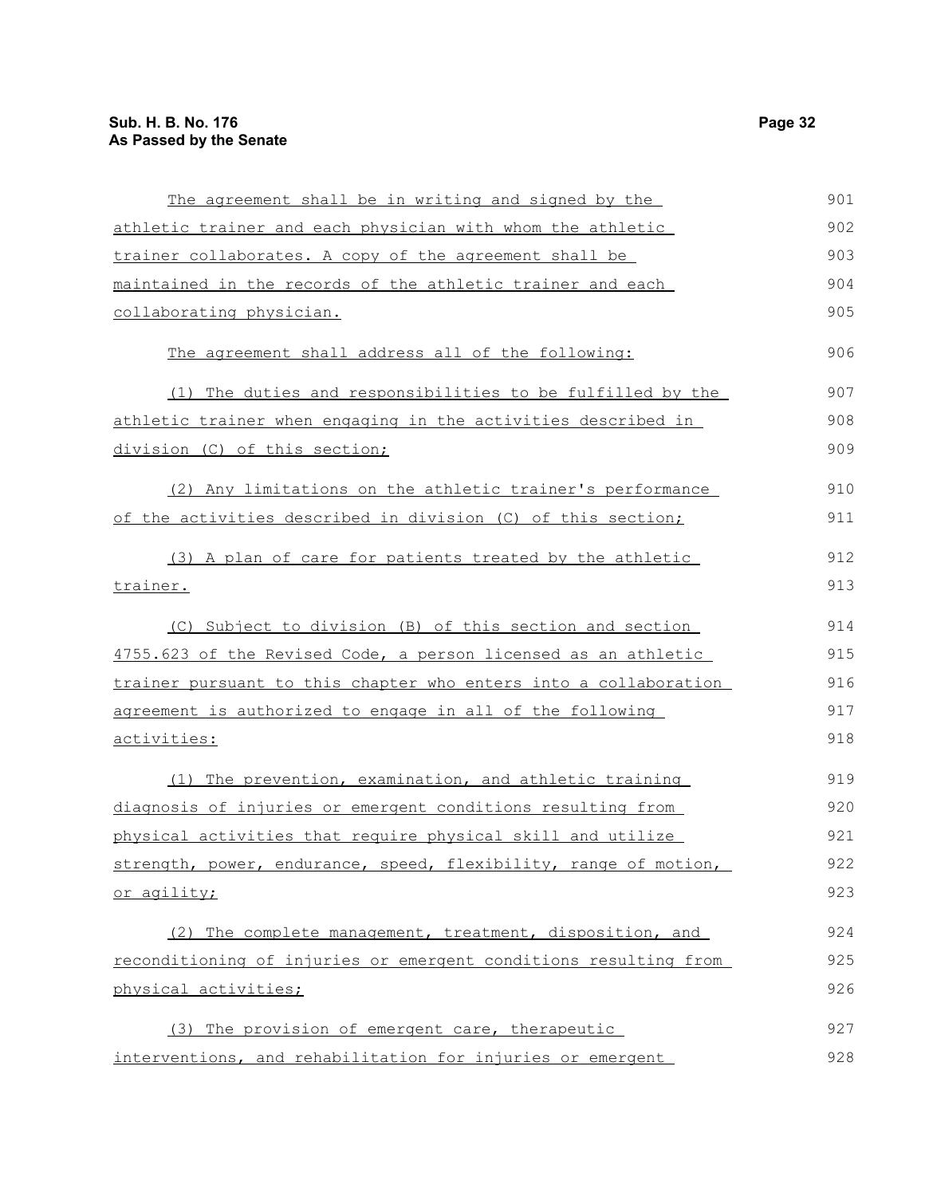The agreement shall be in writing and signed by the athletic trainer and each physician with whom the athletic trainer collaborates. A copy of the agreement shall be maintained in the records of the athletic trainer and each collaborating physician.

The agreement shall address all of the following:

(1) The duties and responsibilities to be fulfilled by the athletic trainer when engaging in the activities described in division (C) of this section;

(2) Any limitations on the athletic trainer's performance of the activities described in division (C) of this section;

(3) A plan of care for patients treated by the athletic trainer.

(C) Subject to division (B) of this section and section 4755.623 of the Revised Code, a person licensed as an athletic trainer pursuant to this chapter who enters into a collaboration agreement is authorized to engage in all of the following activities:

(1) The prevention, examination, and athletic training diagnosis of injuries or emergent conditions resulting from physical activities that require physical skill and utilize strength, power, endurance, speed, flexibility, range of motion, or agility;

(2) The complete management, treatment, disposition, and reconditioning of injuries or emergent conditions resulting from physical activities;

(3) The provision of emergent care, therapeutic interventions, and rehabilitation for injuries or emergent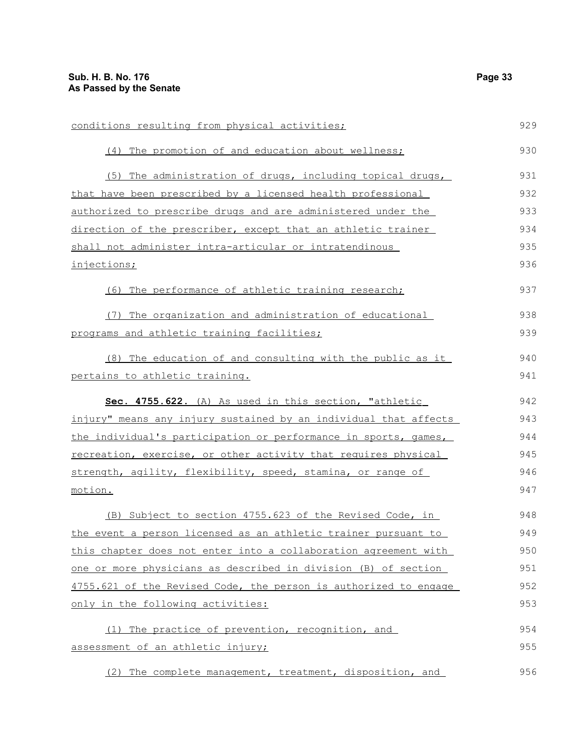conditions resulting from physical activities;

(4) The promotion of and education about wellness;

(5) The administration of drugs, including topical drugs, that have been prescribed by a licensed health professional authorized to prescribe drugs and are administered under the direction of the prescriber, except that an athletic trainer shall not administer intra-articular or intratendinous injections;

(6) The performance of athletic training research;

(7) The organization and administration of educational programs and athletic training facilities;

(8) The education of and consulting with the public as it pertains to athletic training.

**Sec. 4755.622.** (A) As used in this section, "athletic injury" means any injury sustained by an individual that affects the individual's participation or performance in sports, games, recreation, exercise, or other activity that requires physical strength, agility, flexibility, speed, stamina, or range of motion.

(B) Subject to section 4755.623 of the Revised Code, in the event a person licensed as an athletic trainer pursuant to this chapter does not enter into a collaboration agreement with one or more physicians as described in division (B) of section 4755.621 of the Revised Code, the person is authorized to engage only in the following activities:

(1) The practice of prevention, recognition, and assessment of an athletic injury;

(2) The complete management, treatment, disposition, and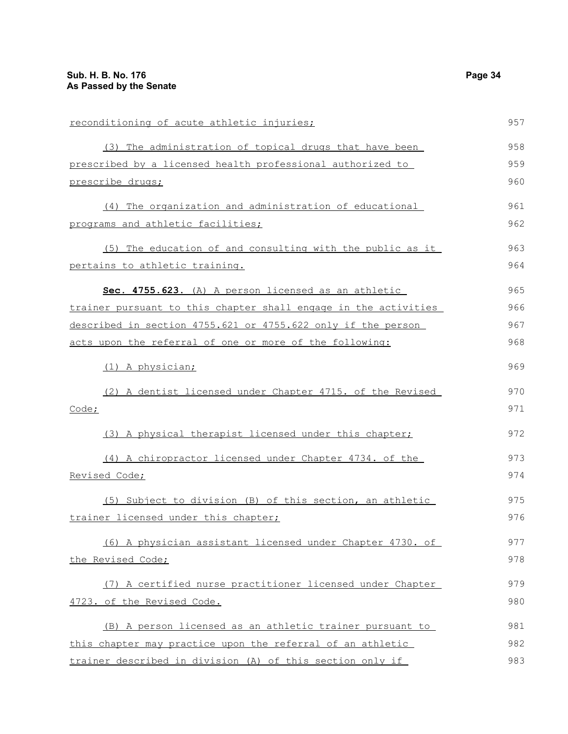reconditioning of acute athletic injuries;

(3) The administration of topical drugs that have been prescribed by a licensed health professional authorized to prescribe drugs;

(4) The organization and administration of educational programs and athletic facilities;

(5) The education of and consulting with the public as it pertains to athletic training.

**Sec. 4755.623.** (A) A person licensed as an athletic trainer pursuant to this chapter shall engage in the activities described in section 4755.621 or 4755.622 only if the person acts upon the referral of one or more of the following:

(1) A physician;

(2) A dentist licensed under Chapter 4715. of the Revised Code;

(3) A physical therapist licensed under this chapter;

(4) A chiropractor licensed under Chapter 4734. of the Revised Code;

(5) Subject to division (B) of this section, an athletic trainer licensed under this chapter;

(6) A physician assistant licensed under Chapter 4730. of the Revised Code;

(7) A certified nurse practitioner licensed under Chapter 4723. of the Revised Code.

(B) A person licensed as an athletic trainer pursuant to this chapter may practice upon the referral of an athletic trainer described in division (A) of this section only if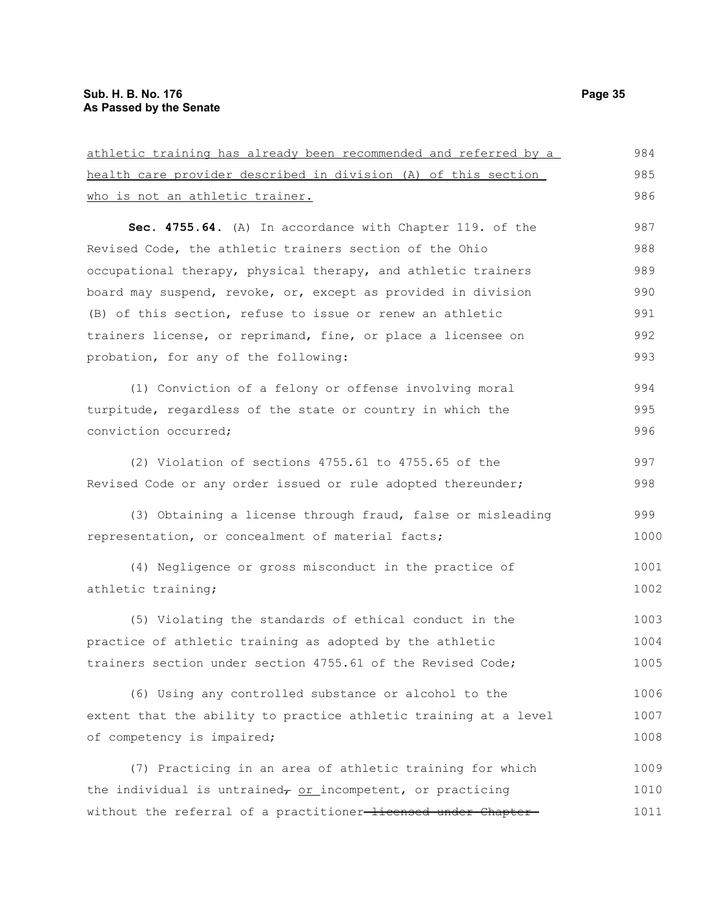athletic training has already been recommended and referred by a health care provider described in division (A) of this section who is not an athletic trainer.

**Sec. 4755.64.** (A) In accordance with Chapter 119. of the Revised Code, the athletic trainers section of the Ohio occupational therapy, physical therapy, and athletic trainers board may suspend, revoke, or, except as provided in division (B) of this section, refuse to issue or renew an athletic trainers license, or reprimand, fine, or place a licensee on probation, for any of the following:

(1) Conviction of a felony or offense involving moral turpitude, regardless of the state or country in which the conviction occurred;

(2) Violation of sections 4755.61 to 4755.65 of the Revised Code or any order issued or rule adopted thereunder;

(3) Obtaining a license through fraud, false or misleading representation, or concealment of material facts;

(4) Negligence or gross misconduct in the practice of athletic training;

(5) Violating the standards of ethical conduct in the practice of athletic training as adopted by the athletic trainers section under section 4755.61 of the Revised Code;

(6) Using any controlled substance or alcohol to the extent that the ability to practice athletic training at a level of competency is impaired;

(7) Practicing in an area of athletic training for which the individual is untrained~~,~~ or incompetent, or practicing without the referral of a practitioner ~~licensed under Chapter~~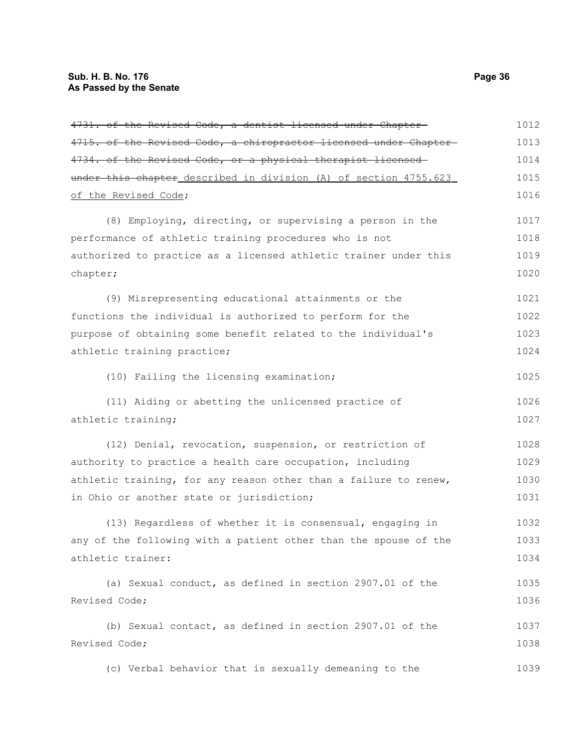~~4731. of the Revised Code, a dentist licensed under Chapter 4715. of the Revised Code, a chiropractor licensed under Chapter 4734. of the Revised Code, or a physical therapist licensed under this chapter~~ described in division (A) of section 4755.623 of the Revised Code;

(8) Employing, directing, or supervising a person in the performance of athletic training procedures who is not authorized to practice as a licensed athletic trainer under this chapter;

(9) Misrepresenting educational attainments or the functions the individual is authorized to perform for the purpose of obtaining some benefit related to the individual's athletic training practice;

(10) Failing the licensing examination;

(11) Aiding or abetting the unlicensed practice of athletic training;

(12) Denial, revocation, suspension, or restriction of authority to practice a health care occupation, including athletic training, for any reason other than a failure to renew, in Ohio or another state or jurisdiction;

(13) Regardless of whether it is consensual, engaging in any of the following with a patient other than the spouse of the athletic trainer:

(a) Sexual conduct, as defined in section 2907.01 of the Revised Code;

(b) Sexual contact, as defined in section 2907.01 of the Revised Code;

(c) Verbal behavior that is sexually demeaning to the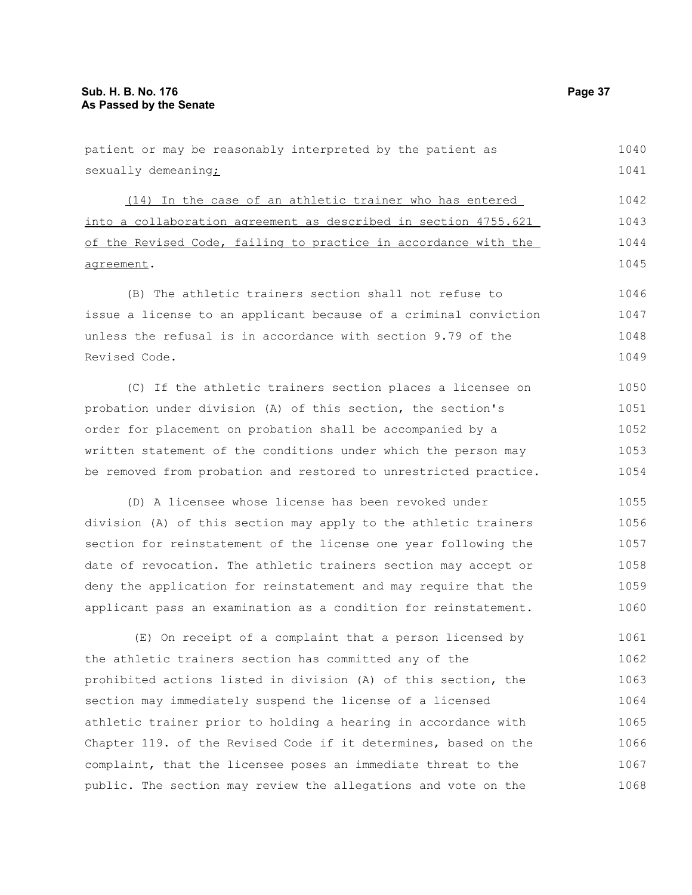patient or may be reasonably interpreted by the patient as sexually demeaning;

(14) In the case of an athletic trainer who has entered into a collaboration agreement as described in section 4755.621 of the Revised Code, failing to practice in accordance with the agreement.

(B) The athletic trainers section shall not refuse to issue a license to an applicant because of a criminal conviction unless the refusal is in accordance with section 9.79 of the Revised Code.

(C) If the athletic trainers section places a licensee on probation under division (A) of this section, the section's order for placement on probation shall be accompanied by a written statement of the conditions under which the person may be removed from probation and restored to unrestricted practice.

(D) A licensee whose license has been revoked under division (A) of this section may apply to the athletic trainers section for reinstatement of the license one year following the date of revocation. The athletic trainers section may accept or deny the application for reinstatement and may require that the applicant pass an examination as a condition for reinstatement.

(E) On receipt of a complaint that a person licensed by the athletic trainers section has committed any of the prohibited actions listed in division (A) of this section, the section may immediately suspend the license of a licensed athletic trainer prior to holding a hearing in accordance with Chapter 119. of the Revised Code if it determines, based on the complaint, that the licensee poses an immediate threat to the public. The section may review the allegations and vote on the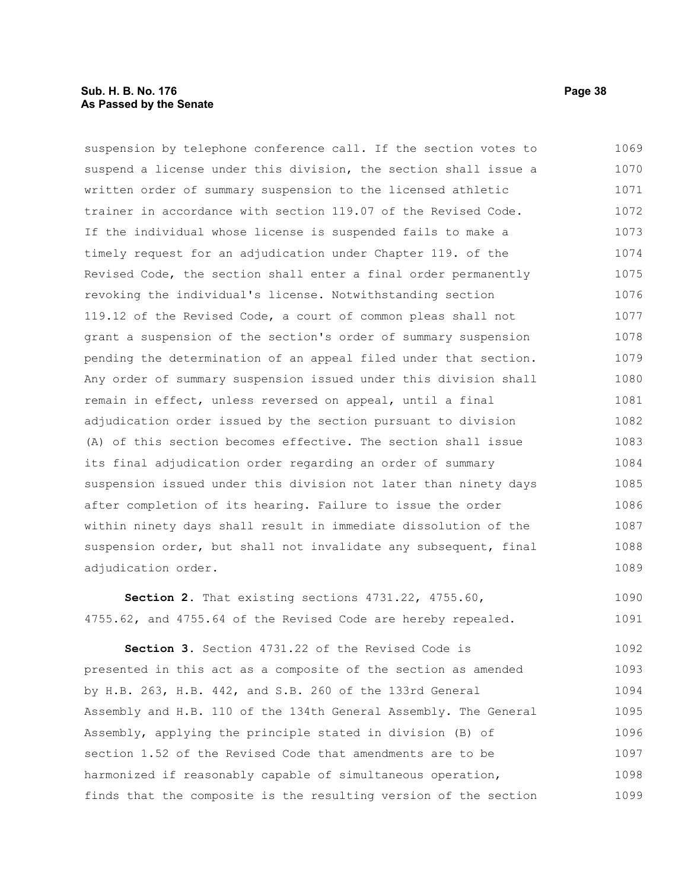suspension by telephone conference call. If the section votes to suspend a license under this division, the section shall issue a written order of summary suspension to the licensed athletic trainer in accordance with section 119.07 of the Revised Code. If the individual whose license is suspended fails to make a timely request for an adjudication under Chapter 119. of the Revised Code, the section shall enter a final order permanently revoking the individual's license. Notwithstanding section 119.12 of the Revised Code, a court of common pleas shall not grant a suspension of the section's order of summary suspension pending the determination of an appeal filed under that section. Any order of summary suspension issued under this division shall remain in effect, unless reversed on appeal, until a final adjudication order issued by the section pursuant to division (A) of this section becomes effective. The section shall issue its final adjudication order regarding an order of summary suspension issued under this division not later than ninety days after completion of its hearing. Failure to issue the order within ninety days shall result in immediate dissolution of the suspension order, but shall not invalidate any subsequent, final adjudication order.

**Section 2.** That existing sections 4731.22, 4755.60, 4755.62, and 4755.64 of the Revised Code are hereby repealed.

**Section 3.** Section 4731.22 of the Revised Code is presented in this act as a composite of the section as amended by H.B. 263, H.B. 442, and S.B. 260 of the 133rd General Assembly and H.B. 110 of the 134th General Assembly. The General Assembly, applying the principle stated in division (B) of section 1.52 of the Revised Code that amendments are to be harmonized if reasonably capable of simultaneous operation, finds that the composite is the resulting version of the section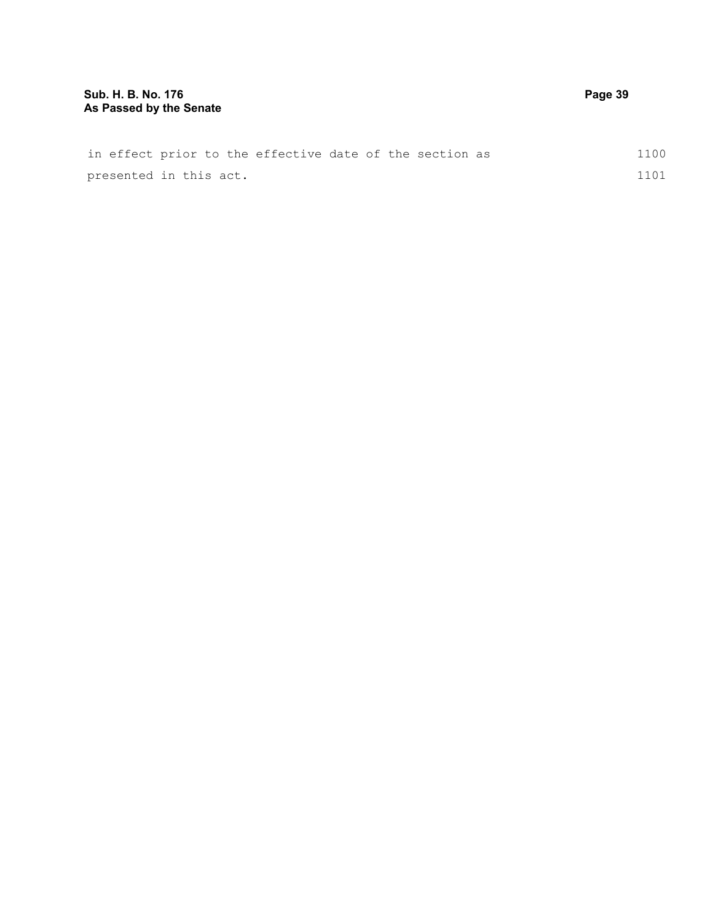in effect prior to the effective date of the section as presented in this act.